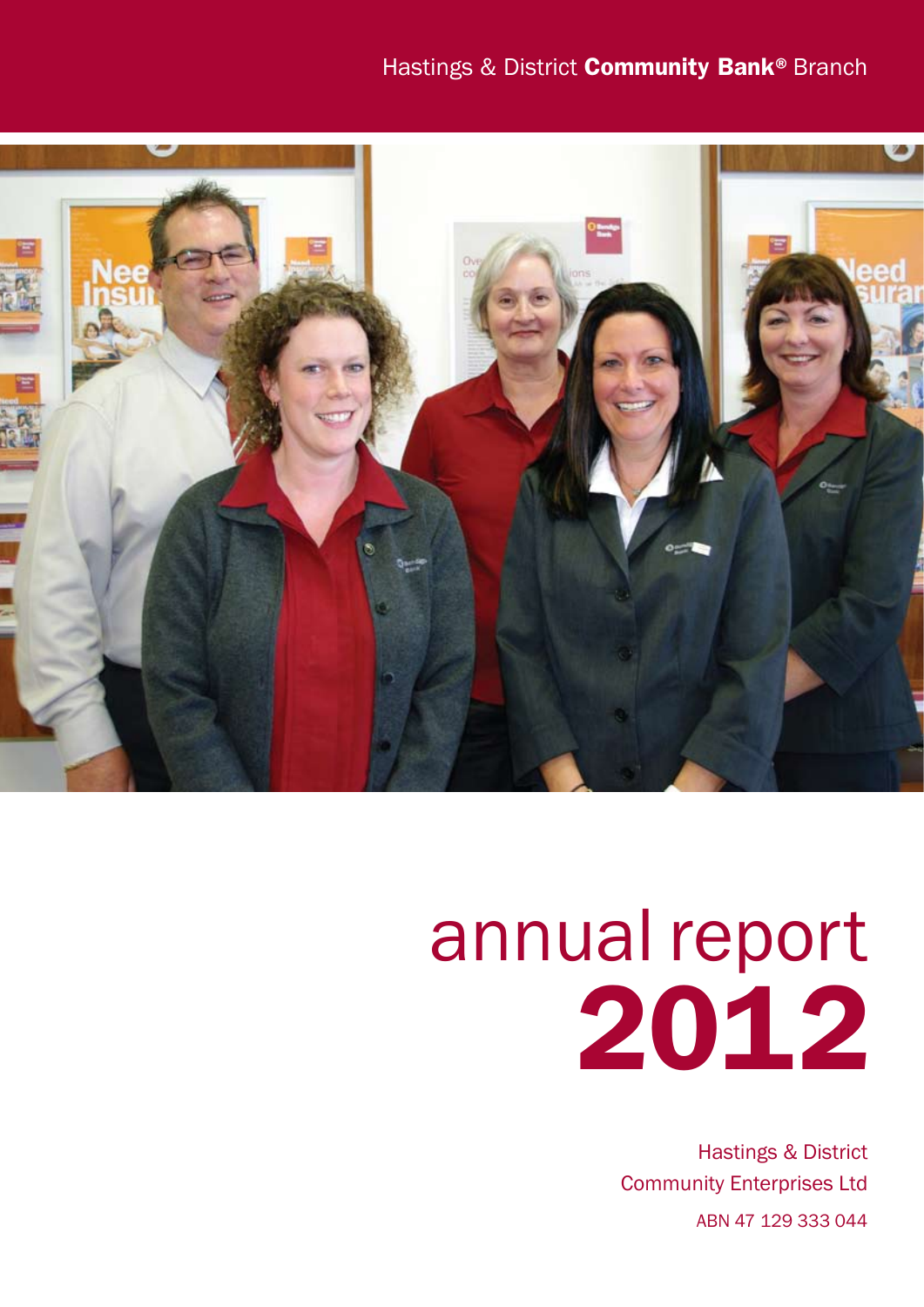Hastings & District **Community Bank®** Branch

# annual report
# 2012

Hastings & District
Community Enterprises Ltd
ABN 47 129 333 044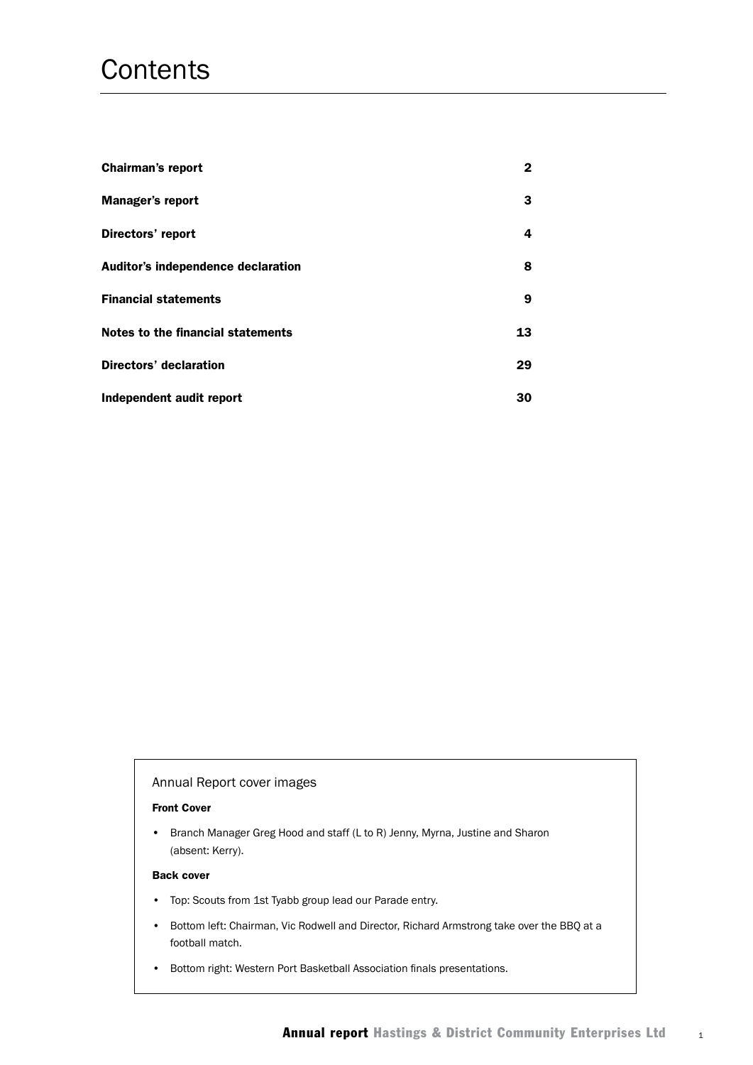# Contents

| | |
|---|---|
| **Chairman's report** | **2** |
| **Manager's report** | **3** |
| **Directors' report** | **4** |
| **Auditor's independence declaration** | **8** |
| **Financial statements** | **9** |
| **Notes to the financial statements** | **13** |
| **Directors' declaration** | **29** |
| **Independent audit report** | **30** |

## Annual Report cover images

**Front Cover**

- Branch Manager Greg Hood and staff (L to R) Jenny, Myrna, Justine and Sharon (absent: Kerry).

**Back cover**

- Top: Scouts from 1st Tyabb group lead our Parade entry.
- Bottom left: Chairman, Vic Rodwell and Director, Richard Armstrong take over the BBQ at a football match.
- Bottom right: Western Port Basketball Association finals presentations.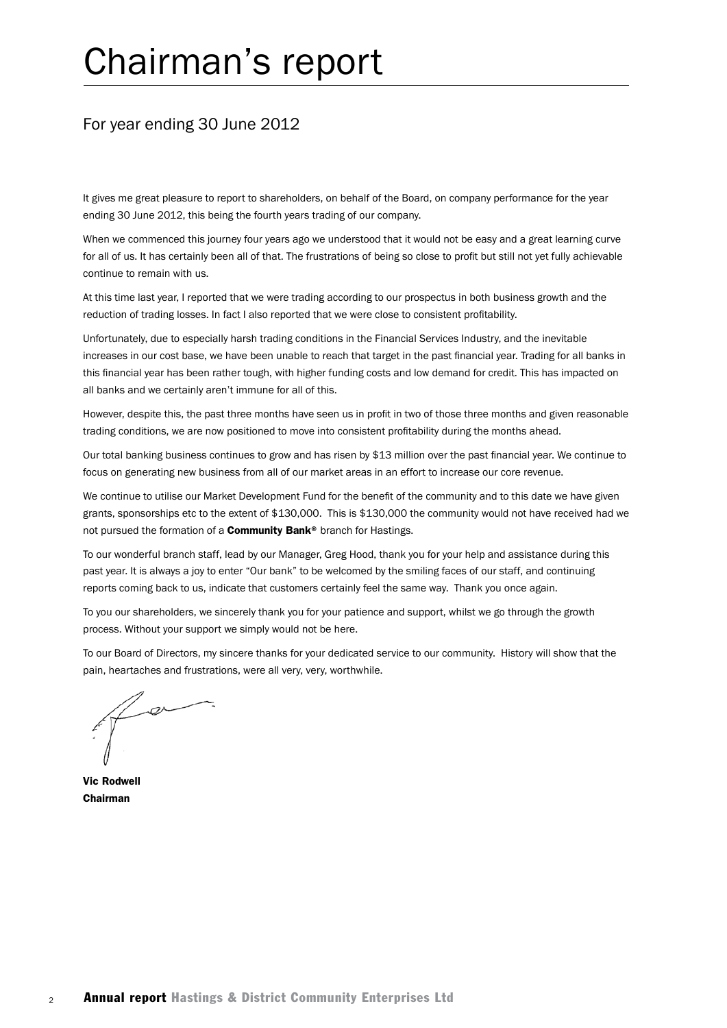# Chairman's report

## For year ending 30 June 2012

It gives me great pleasure to report to shareholders, on behalf of the Board, on company performance for the year ending 30 June 2012, this being the fourth years trading of our company.

When we commenced this journey four years ago we understood that it would not be easy and a great learning curve for all of us. It has certainly been all of that. The frustrations of being so close to profit but still not yet fully achievable continue to remain with us.

At this time last year, I reported that we were trading according to our prospectus in both business growth and the reduction of trading losses. In fact I also reported that we were close to consistent profitability.

Unfortunately, due to especially harsh trading conditions in the Financial Services Industry, and the inevitable increases in our cost base, we have been unable to reach that target in the past financial year. Trading for all banks in this financial year has been rather tough, with higher funding costs and low demand for credit. This has impacted on all banks and we certainly aren't immune for all of this.

However, despite this, the past three months have seen us in profit in two of those three months and given reasonable trading conditions, we are now positioned to move into consistent profitability during the months ahead.

Our total banking business continues to grow and has risen by $13 million over the past financial year. We continue to focus on generating new business from all of our market areas in an effort to increase our core revenue.

We continue to utilise our Market Development Fund for the benefit of the community and to this date we have given grants, sponsorships etc to the extent of $130,000. This is $130,000 the community would not have received had we not pursued the formation of a **Community Bank®** branch for Hastings.

To our wonderful branch staff, lead by our Manager, Greg Hood, thank you for your help and assistance during this past year. It is always a joy to enter "Our bank" to be welcomed by the smiling faces of our staff, and continuing reports coming back to us, indicate that customers certainly feel the same way. Thank you once again.

To you our shareholders, we sincerely thank you for your patience and support, whilst we go through the growth process. Without your support we simply would not be here.

To our Board of Directors, my sincere thanks for your dedicated service to our community. History will show that the pain, heartaches and frustrations, were all very, very, worthwhile.

**Vic Rodwell**
**Chairman**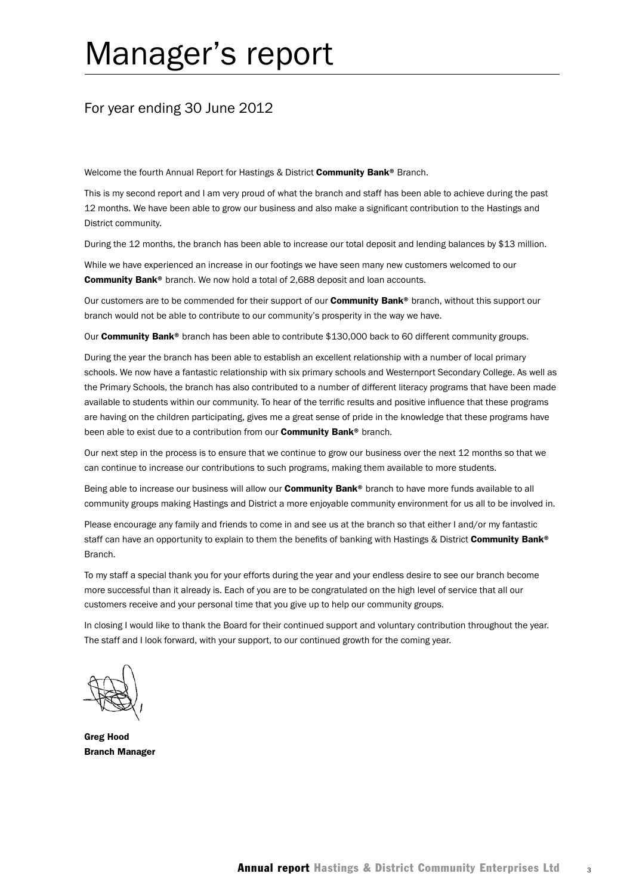# Manager's report

## For year ending 30 June 2012

Welcome the fourth Annual Report for Hastings & District **Community Bank®** Branch.

This is my second report and I am very proud of what the branch and staff has been able to achieve during the past 12 months. We have been able to grow our business and also make a significant contribution to the Hastings and District community.

During the 12 months, the branch has been able to increase our total deposit and lending balances by $13 million.

While we have experienced an increase in our footings we have seen many new customers welcomed to our **Community Bank®** branch. We now hold a total of 2,688 deposit and loan accounts.

Our customers are to be commended for their support of our **Community Bank®** branch, without this support our branch would not be able to contribute to our community's prosperity in the way we have.

Our **Community Bank®** branch has been able to contribute $130,000 back to 60 different community groups.

During the year the branch has been able to establish an excellent relationship with a number of local primary schools. We now have a fantastic relationship with six primary schools and Westernport Secondary College. As well as the Primary Schools, the branch has also contributed to a number of different literacy programs that have been made available to students within our community. To hear of the terrific results and positive influence that these programs are having on the children participating, gives me a great sense of pride in the knowledge that these programs have been able to exist due to a contribution from our **Community Bank®** branch.

Our next step in the process is to ensure that we continue to grow our business over the next 12 months so that we can continue to increase our contributions to such programs, making them available to more students.

Being able to increase our business will allow our **Community Bank®** branch to have more funds available to all community groups making Hastings and District a more enjoyable community environment for us all to be involved in.

Please encourage any family and friends to come in and see us at the branch so that either I and/or my fantastic staff can have an opportunity to explain to them the benefits of banking with Hastings & District **Community Bank®** Branch.

To my staff a special thank you for your efforts during the year and your endless desire to see our branch become more successful than it already is. Each of you are to be congratulated on the high level of service that all our customers receive and your personal time that you give up to help our community groups.

In closing I would like to thank the Board for their continued support and voluntary contribution throughout the year. The staff and I look forward, with your support, to our continued growth for the coming year.

**Greg Hood**
**Branch Manager**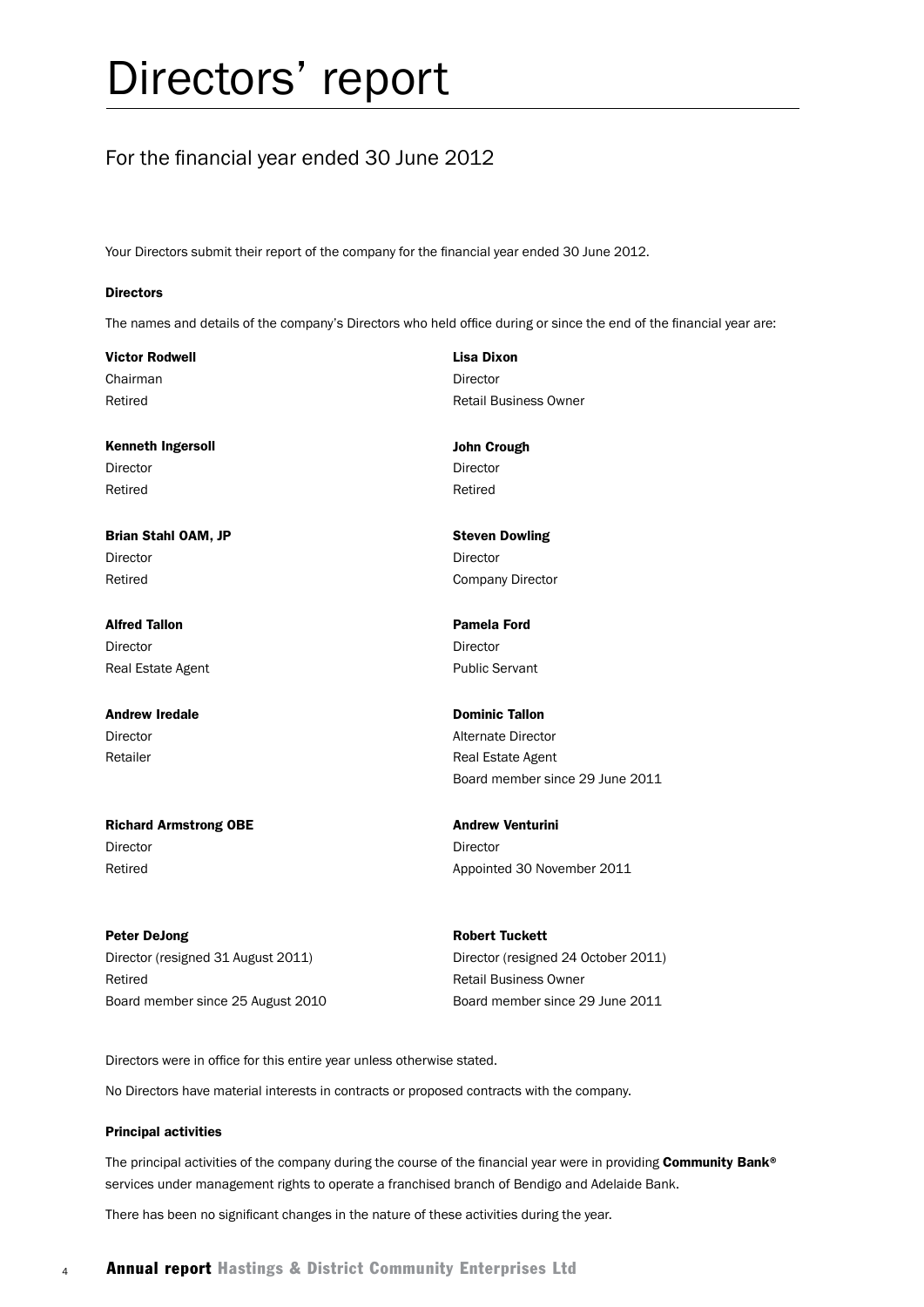# Directors' report

## For the financial year ended 30 June 2012

Your Directors submit their report of the company for the financial year ended 30 June 2012.

### Directors

The names and details of the company's Directors who held office during or since the end of the financial year are:

**Victor Rodwell**
Chairman
Retired

**Kenneth Ingersoll**
Director
Retired

**Brian Stahl OAM, JP**
Director
Retired

**Alfred Tallon**
Director
Real Estate Agent

**Andrew Iredale**
Director
Retailer

**Richard Armstrong OBE**
Director
Retired

**Peter DeJong**
Director (resigned 31 August 2011)
Retired
Board member since 25 August 2010

**Lisa Dixon**
Director
Retail Business Owner

**John Crough**
Director
Retired

**Steven Dowling**
Director
Company Director

**Pamela Ford**
Director
Public Servant

**Dominic Tallon**
Alternate Director
Real Estate Agent
Board member since 29 June 2011

**Andrew Venturini**
Director
Appointed 30 November 2011

**Robert Tuckett**
Director (resigned 24 October 2011)
Retail Business Owner
Board member since 29 June 2011

Directors were in office for this entire year unless otherwise stated.

No Directors have material interests in contracts or proposed contracts with the company.

### Principal activities

The principal activities of the company during the course of the financial year were in providing **Community Bank®** services under management rights to operate a franchised branch of Bendigo and Adelaide Bank.

There has been no significant changes in the nature of these activities during the year.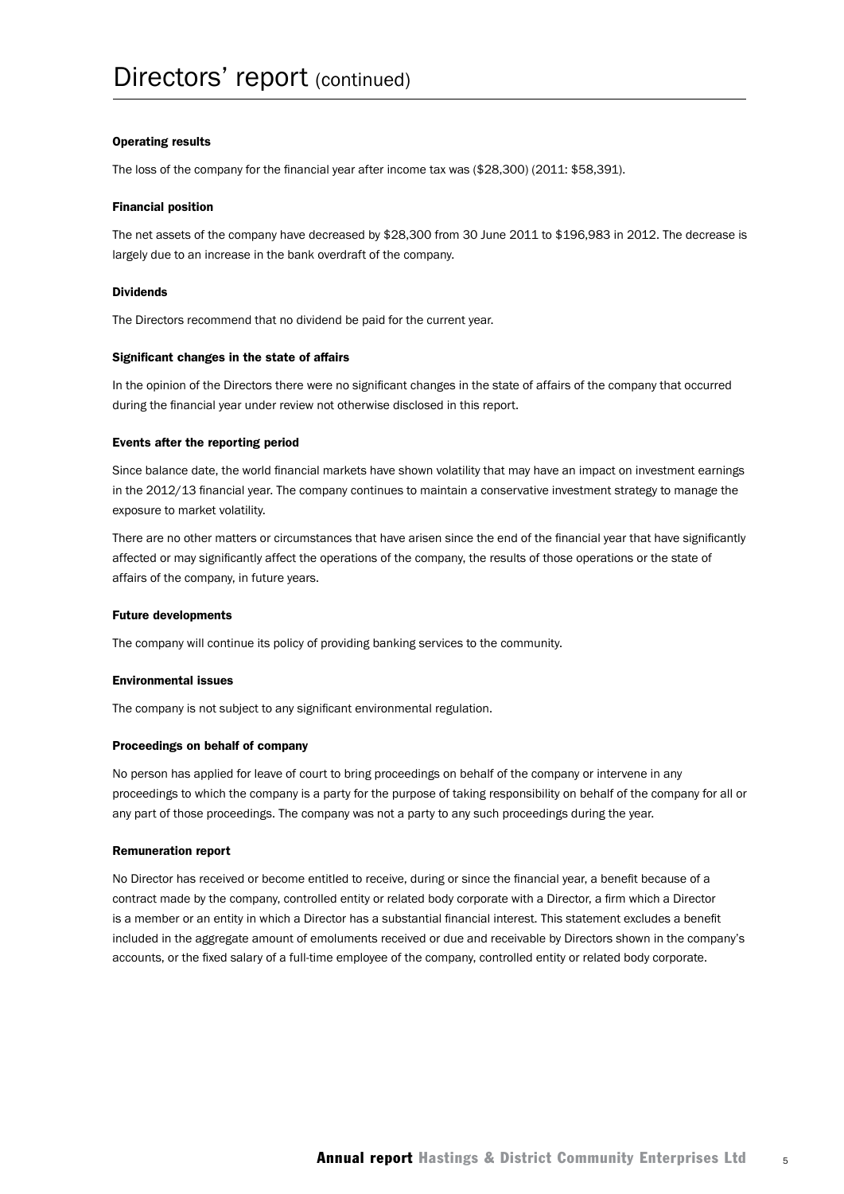# Directors' report (continued)

### Operating results

The loss of the company for the financial year after income tax was ($28,300) (2011: $58,391).

### Financial position

The net assets of the company have decreased by $28,300 from 30 June 2011 to $196,983 in 2012. The decrease is largely due to an increase in the bank overdraft of the company.

### Dividends

The Directors recommend that no dividend be paid for the current year.

### Significant changes in the state of affairs

In the opinion of the Directors there were no significant changes in the state of affairs of the company that occurred during the financial year under review not otherwise disclosed in this report.

### Events after the reporting period

Since balance date, the world financial markets have shown volatility that may have an impact on investment earnings in the 2012/13 financial year. The company continues to maintain a conservative investment strategy to manage the exposure to market volatility.

There are no other matters or circumstances that have arisen since the end of the financial year that have significantly affected or may significantly affect the operations of the company, the results of those operations or the state of affairs of the company, in future years.

### Future developments

The company will continue its policy of providing banking services to the community.

### Environmental issues

The company is not subject to any significant environmental regulation.

### Proceedings on behalf of company

No person has applied for leave of court to bring proceedings on behalf of the company or intervene in any proceedings to which the company is a party for the purpose of taking responsibility on behalf of the company for all or any part of those proceedings. The company was not a party to any such proceedings during the year.

### Remuneration report

No Director has received or become entitled to receive, during or since the financial year, a benefit because of a contract made by the company, controlled entity or related body corporate with a Director, a firm which a Director is a member or an entity in which a Director has a substantial financial interest. This statement excludes a benefit included in the aggregate amount of emoluments received or due and receivable by Directors shown in the company's accounts, or the fixed salary of a full-time employee of the company, controlled entity or related body corporate.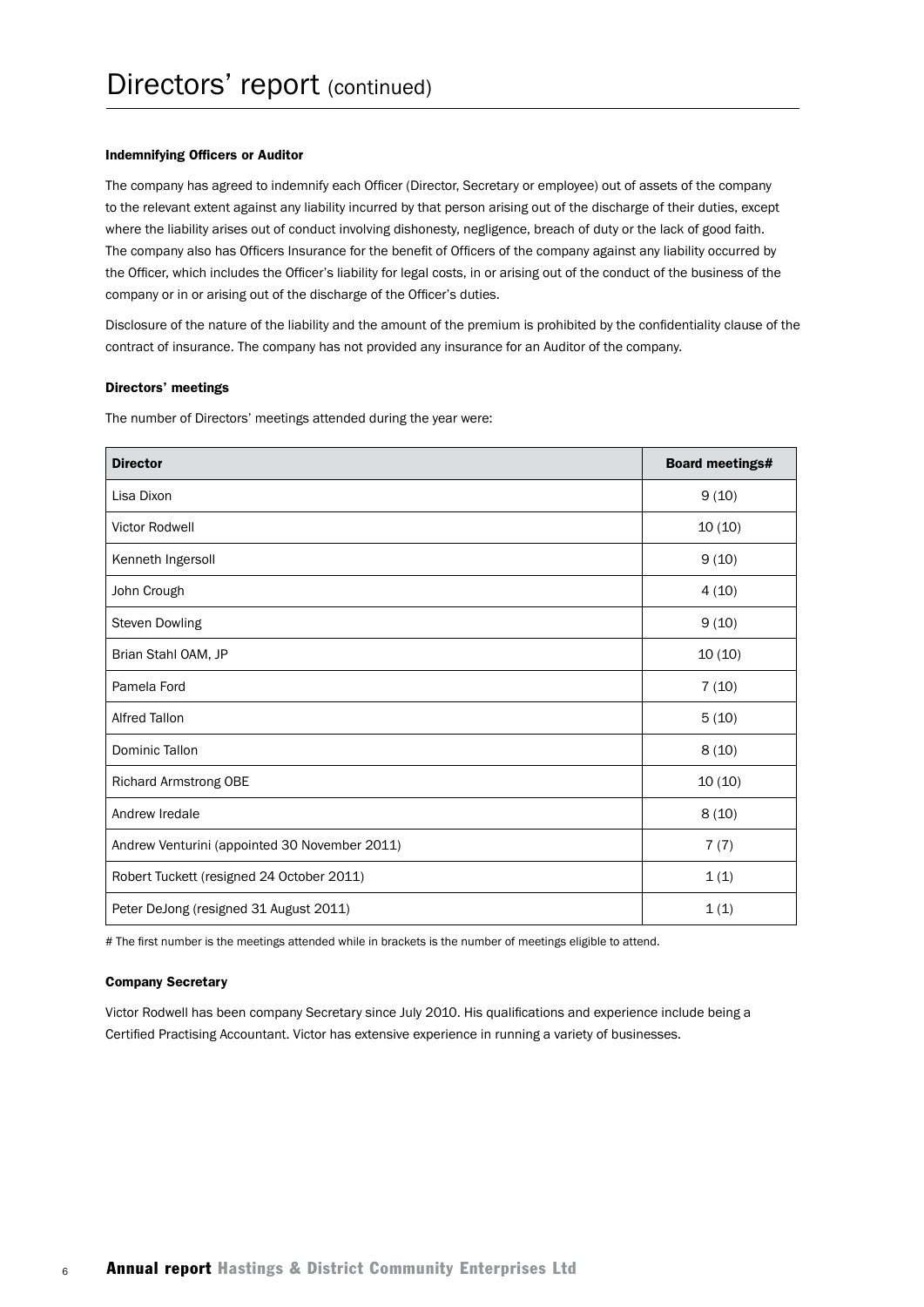# Directors' report (continued)

### Indemnifying Officers or Auditor

The company has agreed to indemnify each Officer (Director, Secretary or employee) out of assets of the company to the relevant extent against any liability incurred by that person arising out of the discharge of their duties, except where the liability arises out of conduct involving dishonesty, negligence, breach of duty or the lack of good faith. The company also has Officers Insurance for the benefit of Officers of the company against any liability occurred by the Officer, which includes the Officer's liability for legal costs, in or arising out of the conduct of the business of the company or in or arising out of the discharge of the Officer's duties.

Disclosure of the nature of the liability and the amount of the premium is prohibited by the confidentiality clause of the contract of insurance. The company has not provided any insurance for an Auditor of the company.

### Directors' meetings

The number of Directors' meetings attended during the year were:

| Director | Board meetings# |
|---|---|
| Lisa Dixon | 9 (10) |
| Victor Rodwell | 10 (10) |
| Kenneth Ingersoll | 9 (10) |
| John Crough | 4 (10) |
| Steven Dowling | 9 (10) |
| Brian Stahl OAM, JP | 10 (10) |
| Pamela Ford | 7 (10) |
| Alfred Tallon | 5 (10) |
| Dominic Tallon | 8 (10) |
| Richard Armstrong OBE | 10 (10) |
| Andrew Iredale | 8 (10) |
| Andrew Venturini (appointed 30 November 2011) | 7 (7) |
| Robert Tuckett (resigned 24 October 2011) | 1 (1) |
| Peter DeJong (resigned 31 August 2011) | 1 (1) |

# The first number is the meetings attended while in brackets is the number of meetings eligible to attend.

### Company Secretary

Victor Rodwell has been company Secretary since July 2010. His qualifications and experience include being a Certified Practising Accountant. Victor has extensive experience in running a variety of businesses.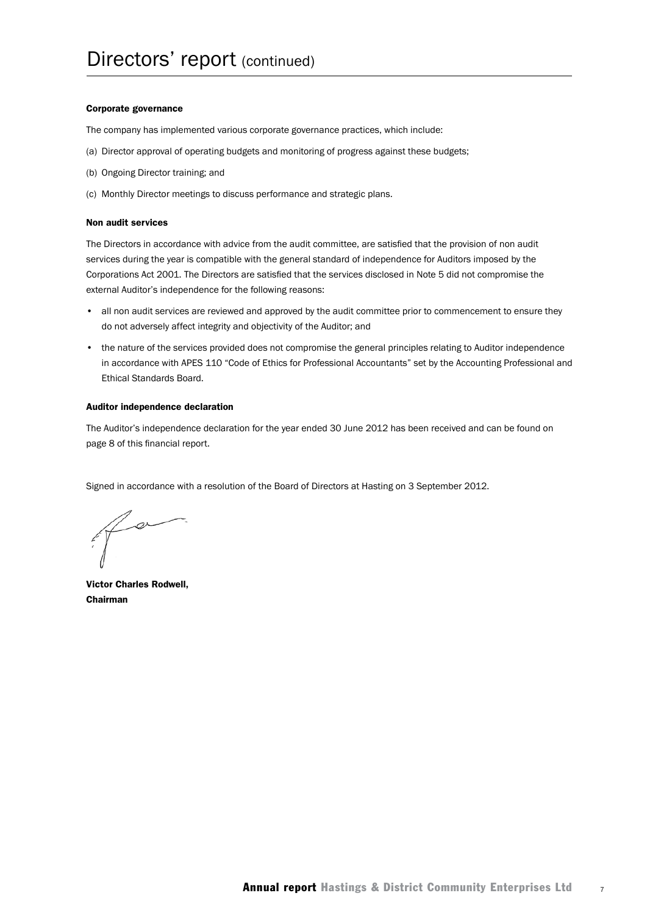# Directors' report (continued)

### Corporate governance

The company has implemented various corporate governance practices, which include:

(a) Director approval of operating budgets and monitoring of progress against these budgets;

(b) Ongoing Director training; and

(c) Monthly Director meetings to discuss performance and strategic plans.

### Non audit services

The Directors in accordance with advice from the audit committee, are satisfied that the provision of non audit services during the year is compatible with the general standard of independence for Auditors imposed by the Corporations Act 2001. The Directors are satisfied that the services disclosed in Note 5 did not compromise the external Auditor's independence for the following reasons:

- all non audit services are reviewed and approved by the audit committee prior to commencement to ensure they do not adversely affect integrity and objectivity of the Auditor; and
- the nature of the services provided does not compromise the general principles relating to Auditor independence in accordance with APES 110 "Code of Ethics for Professional Accountants" set by the Accounting Professional and Ethical Standards Board.

### Auditor independence declaration

The Auditor's independence declaration for the year ended 30 June 2012 has been received and can be found on page 8 of this financial report.

Signed in accordance with a resolution of the Board of Directors at Hasting on 3 September 2012.

**Victor Charles Rodwell,**
**Chairman**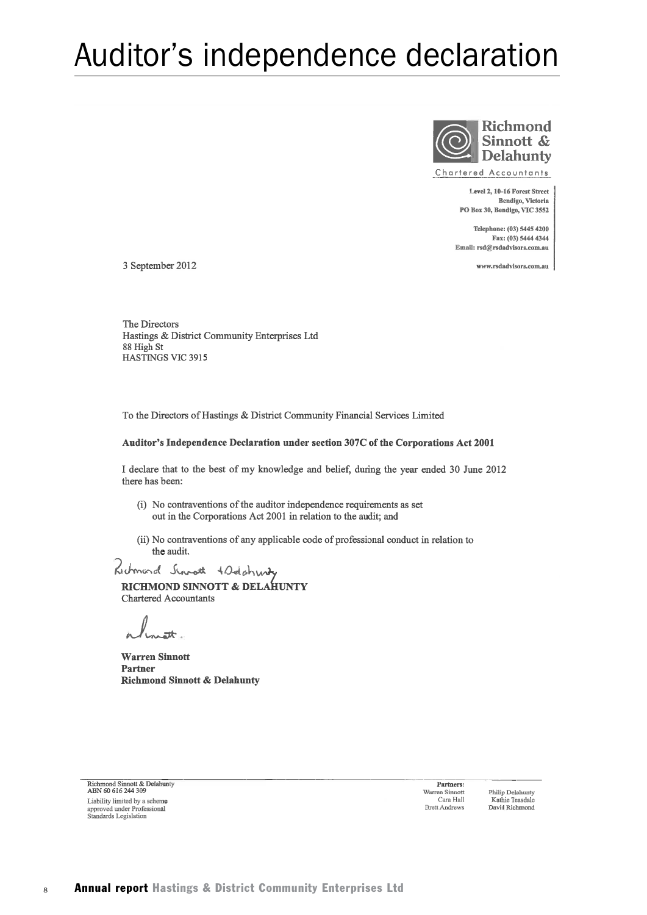# Auditor's independence declaration

**Richmond Sinnott & Delahunty**
Chartered Accountants

Level 2, 10-16 Forest Street
Bendigo, Victoria
PO Box 30, Bendigo, VIC 3552

Telephone: (03) 5445 4200
Fax: (03) 5444 4344
Email: rsd@rsdadvisors.com.au

www.rsdadvisors.com.au

3 September 2012

The Directors
Hastings & District Community Enterprises Ltd
88 High St
HASTINGS VIC 3915

To the Directors of Hastings & District Community Financial Services Limited

**Auditor's Independence Declaration under section 307C of the Corporations Act 2001**

I declare that to the best of my knowledge and belief, during the year ended 30 June 2012 there has been:

(i) No contraventions of the auditor independence requirements as set out in the Corporations Act 2001 in relation to the audit; and

(ii) No contraventions of any applicable code of professional conduct in relation to the audit.

**RICHMOND SINNOTT & DELAHUNTY**
Chartered Accountants

**Warren Sinnott**
**Partner**
**Richmond Sinnott & Delahunty**

Richmond Sinnott & Delahunty
ABN 60 616 244 309
Liability limited by a scheme approved under Professional Standards Legislation

**Partners:**
Warren Sinnott, Cara Hall, Brett Andrews, Philip Delahunty, Kathie Teasdale, David Richmond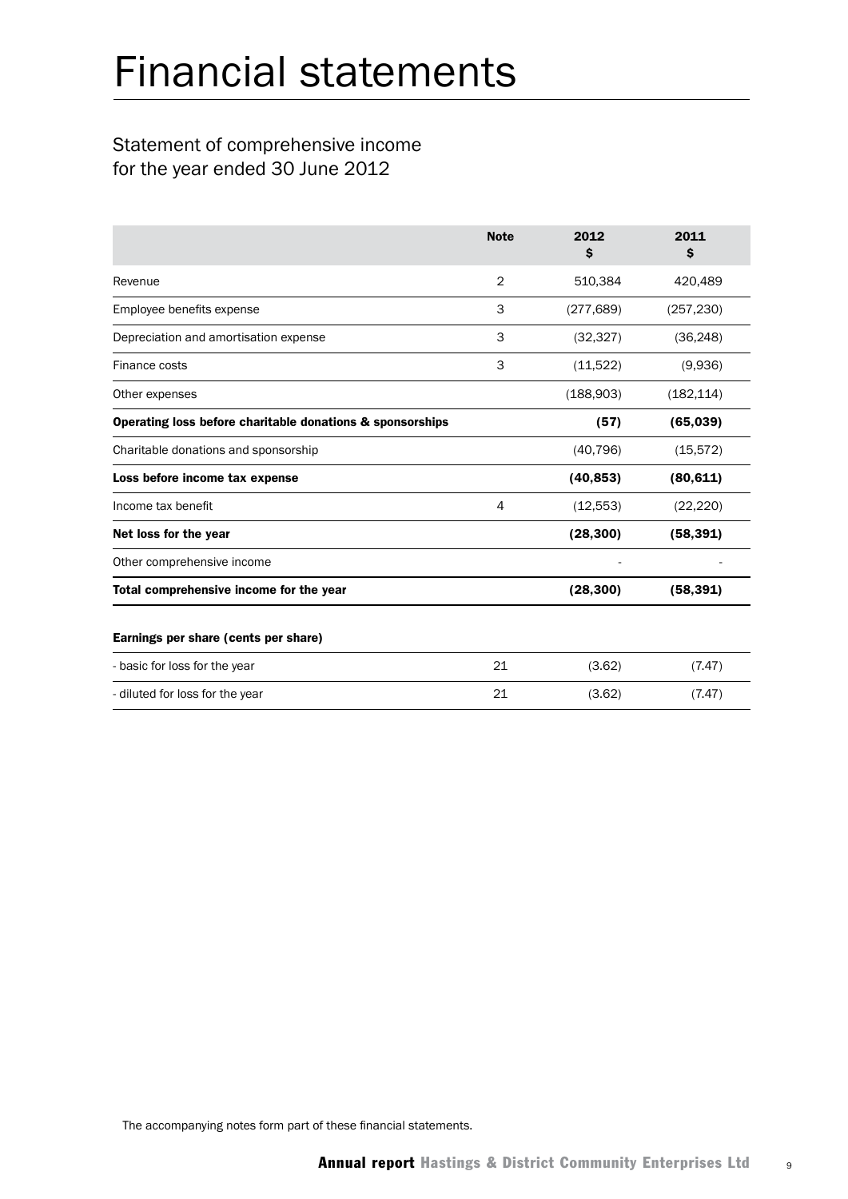# Financial statements

## Statement of comprehensive income for the year ended 30 June 2012

| | Note | 2012 $ | 2011 $ |
|---|---|---|---|
| Revenue | 2 | 510,384 | 420,489 |
| Employee benefits expense | 3 | (277,689) | (257,230) |
| Depreciation and amortisation expense | 3 | (32,327) | (36,248) |
| Finance costs | 3 | (11,522) | (9,936) |
| Other expenses | | (188,903) | (182,114) |
| **Operating loss before charitable donations & sponsorships** | | **(57)** | **(65,039)** |
| Charitable donations and sponsorship | | (40,796) | (15,572) |
| **Loss before income tax expense** | | **(40,853)** | **(80,611)** |
| Income tax benefit | 4 | (12,553) | (22,220) |
| **Net loss for the year** | | **(28,300)** | **(58,391)** |
| Other comprehensive income | | - | - |
| **Total comprehensive income for the year** | | **(28,300)** | **(58,391)** |
| | | | |
| **Earnings per share (cents per share)** | | | |
| - basic for loss for the year | 21 | (3.62) | (7.47) |
| - diluted for loss for the year | 21 | (3.62) | (7.47) |

The accompanying notes form part of these financial statements.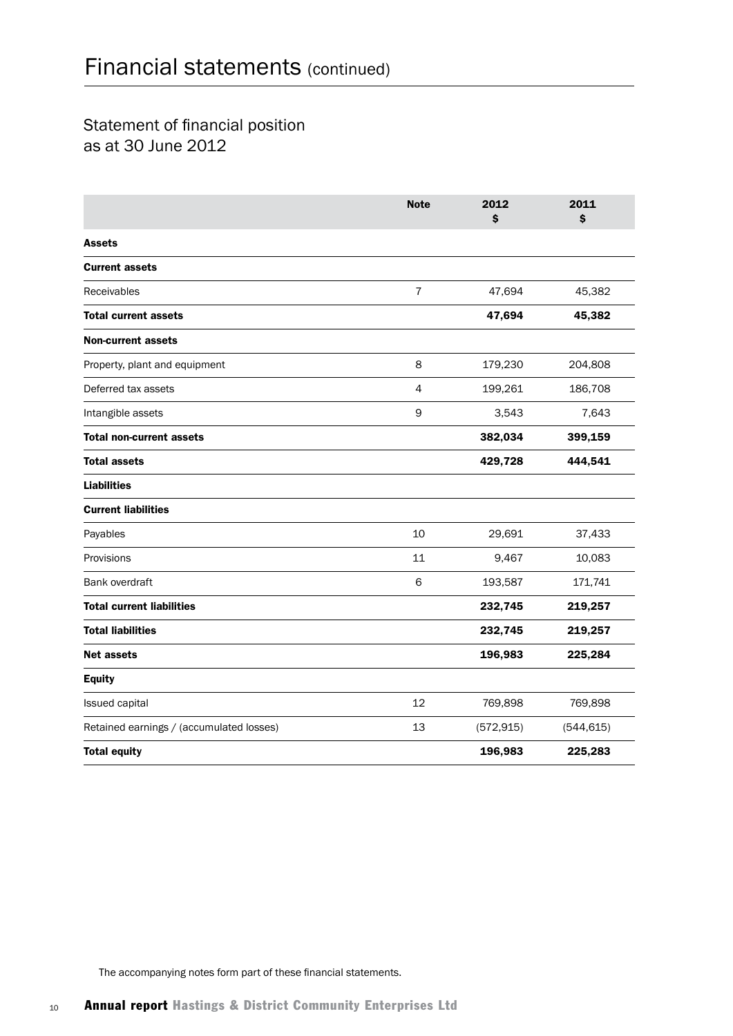# Financial statements (continued)

## Statement of financial position as at 30 June 2012

| | Note | 2012 $ | 2011 $ |
|---|---|---|---|
| **Assets** | | | |
| **Current assets** | | | |
| Receivables | 7 | 47,694 | 45,382 |
| **Total current assets** | | **47,694** | **45,382** |
| **Non-current assets** | | | |
| Property, plant and equipment | 8 | 179,230 | 204,808 |
| Deferred tax assets | 4 | 199,261 | 186,708 |
| Intangible assets | 9 | 3,543 | 7,643 |
| **Total non-current assets** | | **382,034** | **399,159** |
| **Total assets** | | **429,728** | **444,541** |
| **Liabilities** | | | |
| **Current liabilities** | | | |
| Payables | 10 | 29,691 | 37,433 |
| Provisions | 11 | 9,467 | 10,083 |
| Bank overdraft | 6 | 193,587 | 171,741 |
| **Total current liabilities** | | **232,745** | **219,257** |
| **Total liabilities** | | **232,745** | **219,257** |
| **Net assets** | | **196,983** | **225,284** |
| **Equity** | | | |
| Issued capital | 12 | 769,898 | 769,898 |
| Retained earnings / (accumulated losses) | 13 | (572,915) | (544,615) |
| **Total equity** | | **196,983** | **225,283** |

The accompanying notes form part of these financial statements.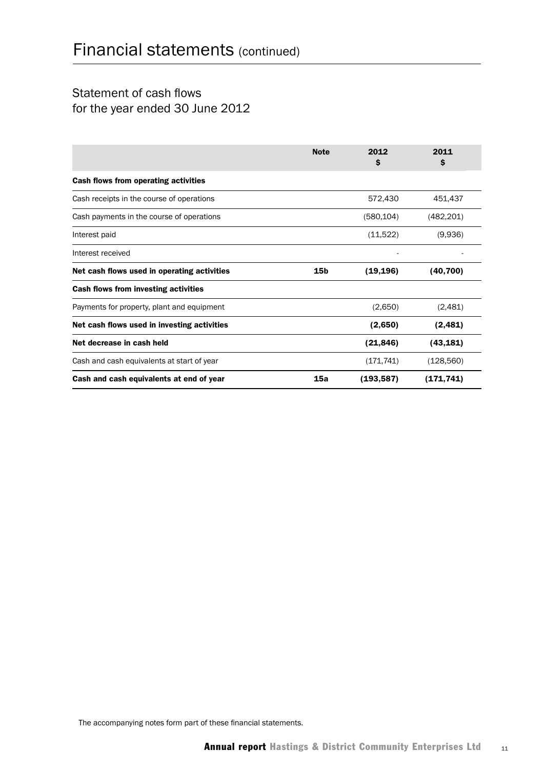# Financial statements (continued)

## Statement of cash flows for the year ended 30 June 2012

| | Note | 2012 $ | 2011 $ |
|---|---|---|---|
| **Cash flows from operating activities** | | | |
| Cash receipts in the course of operations | | 572,430 | 451,437 |
| Cash payments in the course of operations | | (580,104) | (482,201) |
| Interest paid | | (11,522) | (9,936) |
| Interest received | | - | - |
| **Net cash flows used in operating activities** | **15b** | **(19,196)** | **(40,700)** |
| **Cash flows from investing activities** | | | |
| Payments for property, plant and equipment | | (2,650) | (2,481) |
| **Net cash flows used in investing activities** | | **(2,650)** | **(2,481)** |
| **Net decrease in cash held** | | **(21,846)** | **(43,181)** |
| Cash and cash equivalents at start of year | | (171,741) | (128,560) |
| **Cash and cash equivalents at end of year** | **15a** | **(193,587)** | **(171,741)** |

The accompanying notes form part of these financial statements.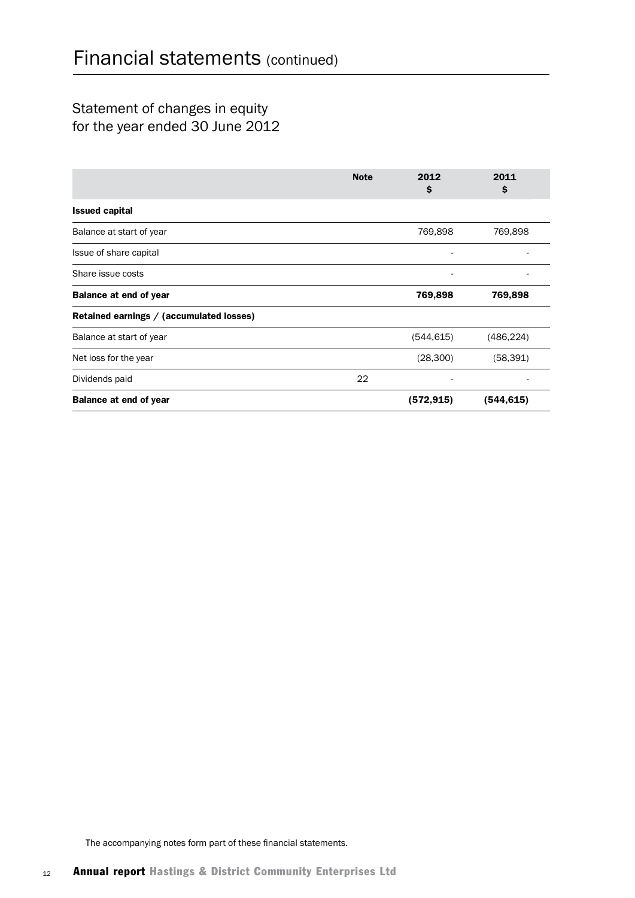# Financial statements (continued)

## Statement of changes in equity
## for the year ended 30 June 2012

| | Note | 2012<br>$ | 2011<br>$ |
|---|---|---|---|
| **Issued capital** | | | |
| Balance at start of year | | 769,898 | 769,898 |
| Issue of share capital | | - | - |
| Share issue costs | | - | - |
| **Balance at end of year** | | **769,898** | **769,898** |
| **Retained earnings / (accumulated losses)** | | | |
| Balance at start of year | | (544,615) | (486,224) |
| Net loss for the year | | (28,300) | (58,391) |
| Dividends paid | 22 | - | - |
| **Balance at end of year** | | **(572,915)** | **(544,615)** |

The accompanying notes form part of these financial statements.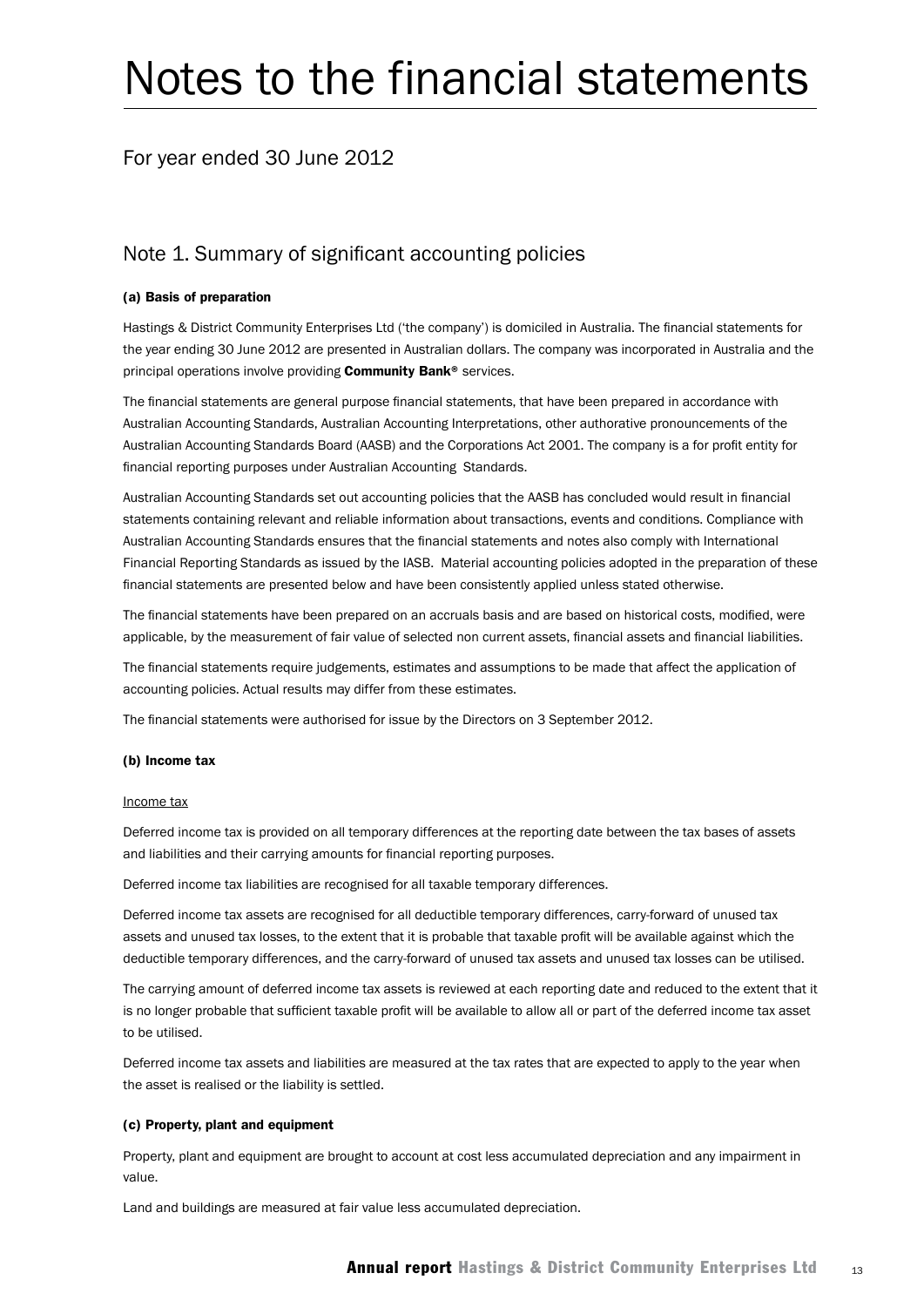# Notes to the financial statements

For year ended 30 June 2012

## Note 1. Summary of significant accounting policies

**(a) Basis of preparation**

Hastings & District Community Enterprises Ltd ('the company') is domiciled in Australia. The financial statements for the year ending 30 June 2012 are presented in Australian dollars. The company was incorporated in Australia and the principal operations involve providing **Community Bank®** services.

The financial statements are general purpose financial statements, that have been prepared in accordance with Australian Accounting Standards, Australian Accounting Interpretations, other authorative pronouncements of the Australian Accounting Standards Board (AASB) and the Corporations Act 2001. The company is a for profit entity for financial reporting purposes under Australian Accounting Standards.

Australian Accounting Standards set out accounting policies that the AASB has concluded would result in financial statements containing relevant and reliable information about transactions, events and conditions. Compliance with Australian Accounting Standards ensures that the financial statements and notes also comply with International Financial Reporting Standards as issued by the IASB. Material accounting policies adopted in the preparation of these financial statements are presented below and have been consistently applied unless stated otherwise.

The financial statements have been prepared on an accruals basis and are based on historical costs, modified, were applicable, by the measurement of fair value of selected non current assets, financial assets and financial liabilities.

The financial statements require judgements, estimates and assumptions to be made that affect the application of accounting policies. Actual results may differ from these estimates.

The financial statements were authorised for issue by the Directors on 3 September 2012.

**(b) Income tax**

Income tax

Deferred income tax is provided on all temporary differences at the reporting date between the tax bases of assets and liabilities and their carrying amounts for financial reporting purposes.

Deferred income tax liabilities are recognised for all taxable temporary differences.

Deferred income tax assets are recognised for all deductible temporary differences, carry-forward of unused tax assets and unused tax losses, to the extent that it is probable that taxable profit will be available against which the deductible temporary differences, and the carry-forward of unused tax assets and unused tax losses can be utilised.

The carrying amount of deferred income tax assets is reviewed at each reporting date and reduced to the extent that it is no longer probable that sufficient taxable profit will be available to allow all or part of the deferred income tax asset to be utilised.

Deferred income tax assets and liabilities are measured at the tax rates that are expected to apply to the year when the asset is realised or the liability is settled.

**(c) Property, plant and equipment**

Property, plant and equipment are brought to account at cost less accumulated depreciation and any impairment in value.

Land and buildings are measured at fair value less accumulated depreciation.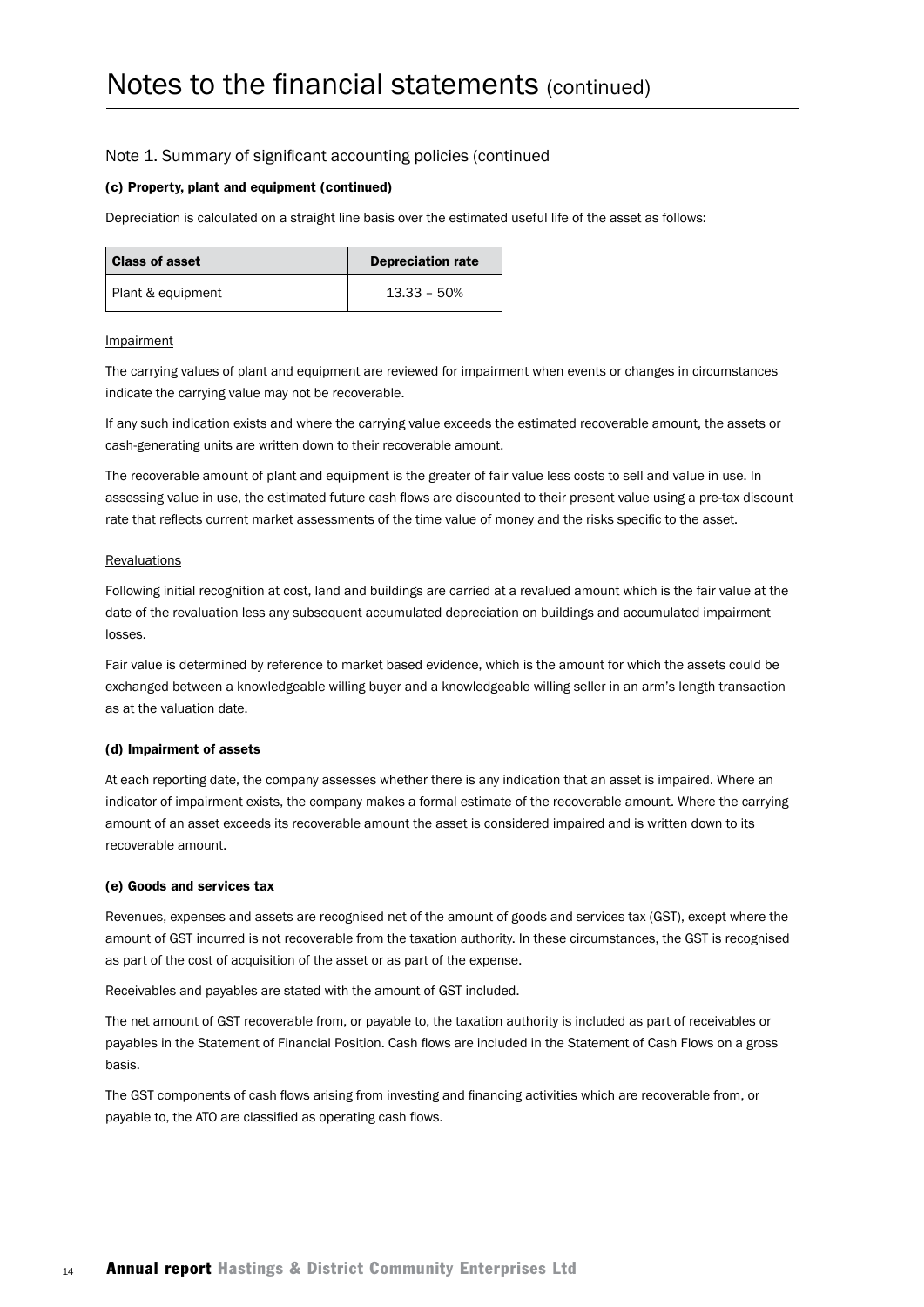# Notes to the financial statements (continued)

## Note 1. Summary of significant accounting policies (continued

### (c) Property, plant and equipment (continued)

Depreciation is calculated on a straight line basis over the estimated useful life of the asset as follows:

| Class of asset | Depreciation rate |
| --- | --- |
| Plant & equipment | 13.33 – 50% |

Impairment

The carrying values of plant and equipment are reviewed for impairment when events or changes in circumstances indicate the carrying value may not be recoverable.

If any such indication exists and where the carrying value exceeds the estimated recoverable amount, the assets or cash-generating units are written down to their recoverable amount.

The recoverable amount of plant and equipment is the greater of fair value less costs to sell and value in use. In assessing value in use, the estimated future cash flows are discounted to their present value using a pre-tax discount rate that reflects current market assessments of the time value of money and the risks specific to the asset.

Revaluations

Following initial recognition at cost, land and buildings are carried at a revalued amount which is the fair value at the date of the revaluation less any subsequent accumulated depreciation on buildings and accumulated impairment losses.

Fair value is determined by reference to market based evidence, which is the amount for which the assets could be exchanged between a knowledgeable willing buyer and a knowledgeable willing seller in an arm's length transaction as at the valuation date.

### (d) Impairment of assets

At each reporting date, the company assesses whether there is any indication that an asset is impaired. Where an indicator of impairment exists, the company makes a formal estimate of the recoverable amount. Where the carrying amount of an asset exceeds its recoverable amount the asset is considered impaired and is written down to its recoverable amount.

### (e) Goods and services tax

Revenues, expenses and assets are recognised net of the amount of goods and services tax (GST), except where the amount of GST incurred is not recoverable from the taxation authority. In these circumstances, the GST is recognised as part of the cost of acquisition of the asset or as part of the expense.

Receivables and payables are stated with the amount of GST included.

The net amount of GST recoverable from, or payable to, the taxation authority is included as part of receivables or payables in the Statement of Financial Position. Cash flows are included in the Statement of Cash Flows on a gross basis.

The GST components of cash flows arising from investing and financing activities which are recoverable from, or payable to, the ATO are classified as operating cash flows.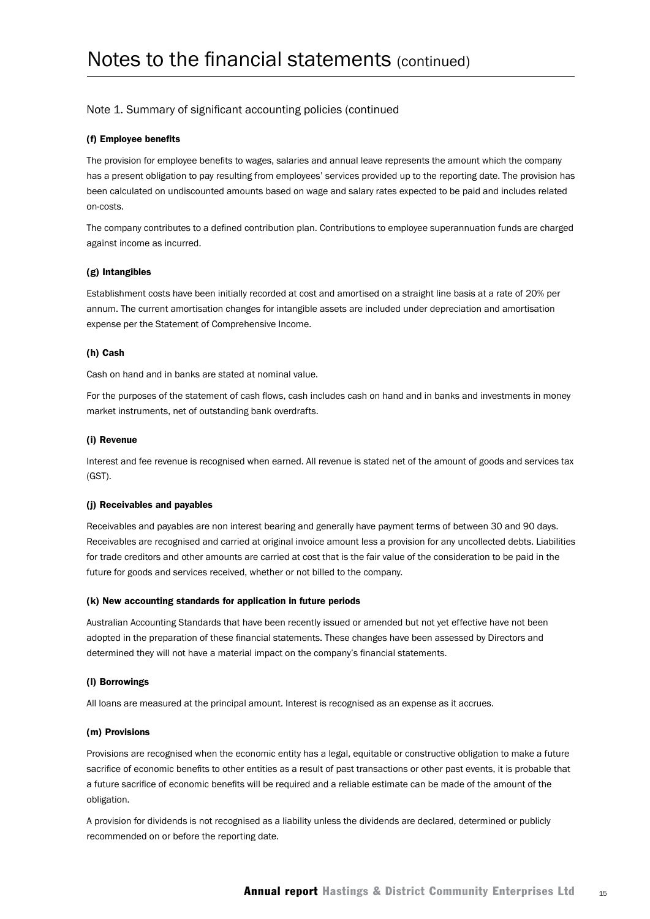# Notes to the financial statements (continued)

## Note 1. Summary of significant accounting policies (continued

#### (f) Employee benefits

The provision for employee benefits to wages, salaries and annual leave represents the amount which the company has a present obligation to pay resulting from employees' services provided up to the reporting date. The provision has been calculated on undiscounted amounts based on wage and salary rates expected to be paid and includes related on-costs.

The company contributes to a defined contribution plan. Contributions to employee superannuation funds are charged against income as incurred.

#### (g) Intangibles

Establishment costs have been initially recorded at cost and amortised on a straight line basis at a rate of 20% per annum. The current amortisation changes for intangible assets are included under depreciation and amortisation expense per the Statement of Comprehensive Income.

#### (h) Cash

Cash on hand and in banks are stated at nominal value.

For the purposes of the statement of cash flows, cash includes cash on hand and in banks and investments in money market instruments, net of outstanding bank overdrafts.

#### (i) Revenue

Interest and fee revenue is recognised when earned. All revenue is stated net of the amount of goods and services tax (GST).

#### (j) Receivables and payables

Receivables and payables are non interest bearing and generally have payment terms of between 30 and 90 days. Receivables are recognised and carried at original invoice amount less a provision for any uncollected debts. Liabilities for trade creditors and other amounts are carried at cost that is the fair value of the consideration to be paid in the future for goods and services received, whether or not billed to the company.

#### (k) New accounting standards for application in future periods

Australian Accounting Standards that have been recently issued or amended but not yet effective have not been adopted in the preparation of these financial statements. These changes have been assessed by Directors and determined they will not have a material impact on the company's financial statements.

#### (l) Borrowings

All loans are measured at the principal amount. Interest is recognised as an expense as it accrues.

#### (m) Provisions

Provisions are recognised when the economic entity has a legal, equitable or constructive obligation to make a future sacrifice of economic benefits to other entities as a result of past transactions or other past events, it is probable that a future sacrifice of economic benefits will be required and a reliable estimate can be made of the amount of the obligation.

A provision for dividends is not recognised as a liability unless the dividends are declared, determined or publicly recommended on or before the reporting date.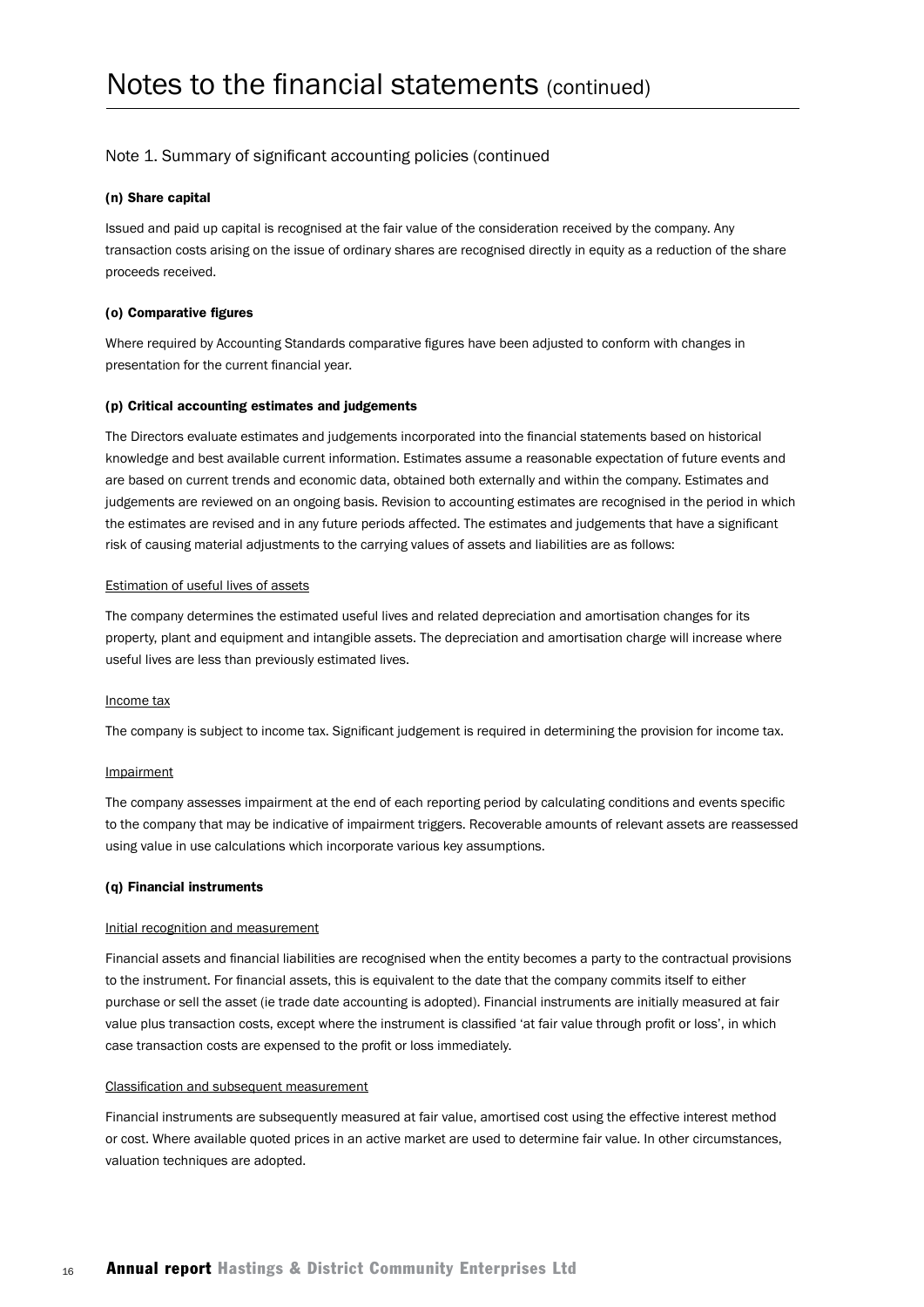# Notes to the financial statements (continued)

## Note 1. Summary of significant accounting policies (continued

### (n) Share capital

Issued and paid up capital is recognised at the fair value of the consideration received by the company. Any transaction costs arising on the issue of ordinary shares are recognised directly in equity as a reduction of the share proceeds received.

### (o) Comparative figures

Where required by Accounting Standards comparative figures have been adjusted to conform with changes in presentation for the current financial year.

### (p) Critical accounting estimates and judgements

The Directors evaluate estimates and judgements incorporated into the financial statements based on historical knowledge and best available current information. Estimates assume a reasonable expectation of future events and are based on current trends and economic data, obtained both externally and within the company. Estimates and judgements are reviewed on an ongoing basis. Revision to accounting estimates are recognised in the period in which the estimates are revised and in any future periods affected. The estimates and judgements that have a significant risk of causing material adjustments to the carrying values of assets and liabilities are as follows:

Estimation of useful lives of assets

The company determines the estimated useful lives and related depreciation and amortisation changes for its property, plant and equipment and intangible assets. The depreciation and amortisation charge will increase where useful lives are less than previously estimated lives.

Income tax

The company is subject to income tax. Significant judgement is required in determining the provision for income tax.

Impairment

The company assesses impairment at the end of each reporting period by calculating conditions and events specific to the company that may be indicative of impairment triggers. Recoverable amounts of relevant assets are reassessed using value in use calculations which incorporate various key assumptions.

### (q) Financial instruments

Initial recognition and measurement

Financial assets and financial liabilities are recognised when the entity becomes a party to the contractual provisions to the instrument. For financial assets, this is equivalent to the date that the company commits itself to either purchase or sell the asset (ie trade date accounting is adopted). Financial instruments are initially measured at fair value plus transaction costs, except where the instrument is classified 'at fair value through profit or loss', in which case transaction costs are expensed to the profit or loss immediately.

Classification and subsequent measurement

Financial instruments are subsequently measured at fair value, amortised cost using the effective interest method or cost. Where available quoted prices in an active market are used to determine fair value. In other circumstances, valuation techniques are adopted.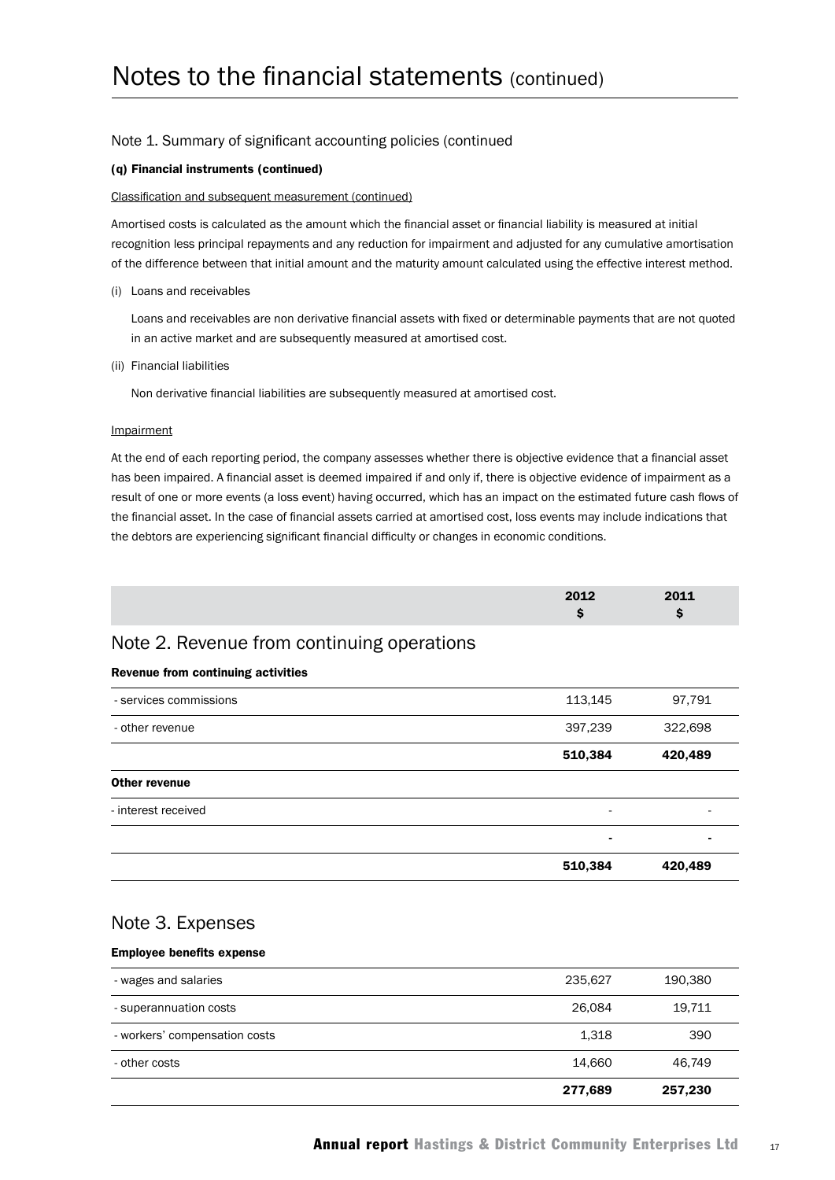# Notes to the financial statements (continued)

## Note 1. Summary of significant accounting policies (continued

### (q) Financial instruments (continued)

Classification and subsequent measurement (continued)

Amortised costs is calculated as the amount which the financial asset or financial liability is measured at initial recognition less principal repayments and any reduction for impairment and adjusted for any cumulative amortisation of the difference between that initial amount and the maturity amount calculated using the effective interest method.

(i) Loans and receivables

Loans and receivables are non derivative financial assets with fixed or determinable payments that are not quoted in an active market and are subsequently measured at amortised cost.

(ii) Financial liabilities

Non derivative financial liabilities are subsequently measured at amortised cost.

Impairment

At the end of each reporting period, the company assesses whether there is objective evidence that a financial asset has been impaired. A financial asset is deemed impaired if and only if, there is objective evidence of impairment as a result of one or more events (a loss event) having occurred, which has an impact on the estimated future cash flows of the financial asset. In the case of financial assets carried at amortised cost, loss events may include indications that the debtors are experiencing significant financial difficulty or changes in economic conditions.

## Note 2. Revenue from continuing operations

| | 2012 $ | 2011 $ |
|---|---|---|
| **Revenue from continuing activities** | | |
| - services commissions | 113,145 | 97,791 |
| - other revenue | 397,239 | 322,698 |
| | **510,384** | **420,489** |
| **Other revenue** | | |
| - interest received | - | - |
| | **-** | **-** |
| | **510,384** | **420,489** |

## Note 3. Expenses

| | 2012 $ | 2011 $ |
|---|---|---|
| **Employee benefits expense** | | |
| - wages and salaries | 235,627 | 190,380 |
| - superannuation costs | 26,084 | 19,711 |
| - workers' compensation costs | 1,318 | 390 |
| - other costs | 14,660 | 46,749 |
| | **277,689** | **257,230** |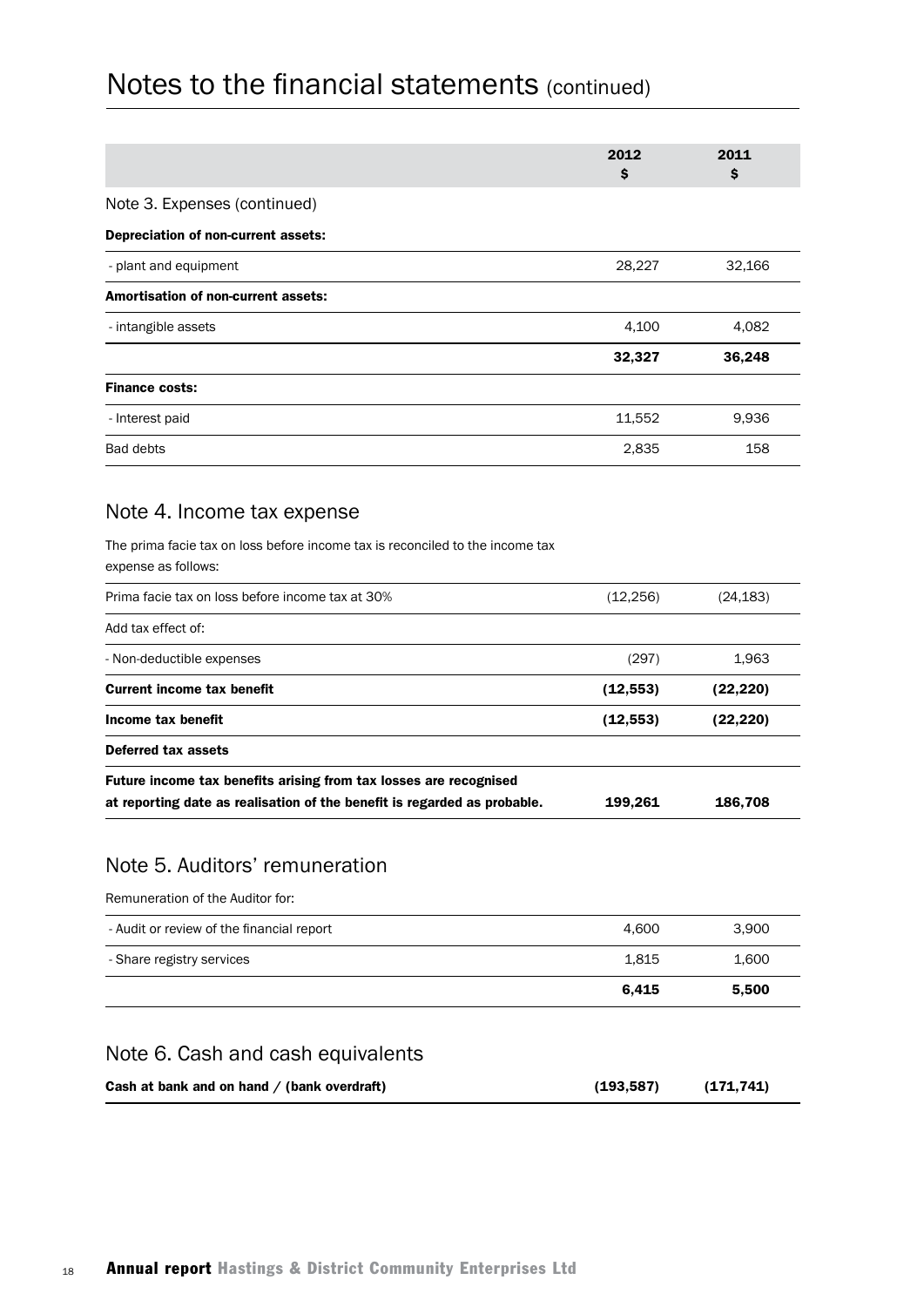# Notes to the financial statements (continued)

| | 2012 $ | 2011 $ |
|---|---|---|
| **Note 3. Expenses (continued)** | | |
| **Depreciation of non-current assets:** | | |
| - plant and equipment | 28,227 | 32,166 |
| **Amortisation of non-current assets:** | | |
| - intangible assets | 4,100 | 4,082 |
| | **32,327** | **36,248** |
| **Finance costs:** | | |
| - Interest paid | 11,552 | 9,936 |
| Bad debts | 2,835 | 158 |

## Note 4. Income tax expense

The prima facie tax on loss before income tax is reconciled to the income tax expense as follows:

| | 2012 $ | 2011 $ |
|---|---|---|
| Prima facie tax on loss before income tax at 30% | (12,256) | (24,183) |
| Add tax effect of: | | |
| - Non-deductible expenses | (297) | 1,963 |
| **Current income tax benefit** | **(12,553)** | **(22,220)** |
| **Income tax benefit** | **(12,553)** | **(22,220)** |
| **Deferred tax assets** | | |
| **Future income tax benefits arising from tax losses are recognised at reporting date as realisation of the benefit is regarded as probable.** | **199,261** | **186,708** |

## Note 5. Auditors' remuneration

Remuneration of the Auditor for:

| | 2012 $ | 2011 $ |
|---|---|---|
| - Audit or review of the financial report | 4,600 | 3,900 |
| - Share registry services | 1,815 | 1,600 |
| | **6,415** | **5,500** |

## Note 6. Cash and cash equivalents

| | 2012 $ | 2011 $ |
|---|---|---|
| **Cash at bank and on hand / (bank overdraft)** | **(193,587)** | **(171,741)** |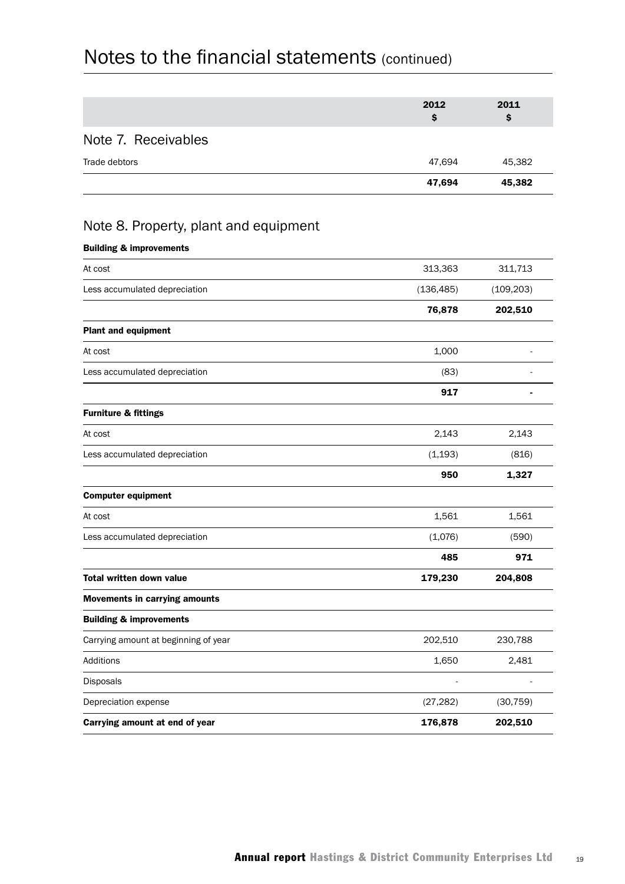# Notes to the financial statements (continued)

| | 2012<br>$ | 2011<br>$ |
|---|---|---|
| **Note 7. Receivables** | | |
| Trade debtors | 47,694 | 45,382 |
| | **47,694** | **45,382** |

## Note 8. Property, plant and equipment

| | 2012<br>$ | 2011<br>$ |
|---|---|---|
| **Building & improvements** | | |
| At cost | 313,363 | 311,713 |
| Less accumulated depreciation | (136,485) | (109,203) |
| | **76,878** | **202,510** |
| **Plant and equipment** | | |
| At cost | 1,000 | - |
| Less accumulated depreciation | (83) | - |
| | **917** | **-** |
| **Furniture & fittings** | | |
| At cost | 2,143 | 2,143 |
| Less accumulated depreciation | (1,193) | (816) |
| | **950** | **1,327** |
| **Computer equipment** | | |
| At cost | 1,561 | 1,561 |
| Less accumulated depreciation | (1,076) | (590) |
| | **485** | **971** |
| **Total written down value** | **179,230** | **204,808** |
| **Movements in carrying amounts** | | |
| **Building & improvements** | | |
| Carrying amount at beginning of year | 202,510 | 230,788 |
| Additions | 1,650 | 2,481 |
| Disposals | - | - |
| Depreciation expense | (27,282) | (30,759) |
| **Carrying amount at end of year** | **176,878** | **202,510** |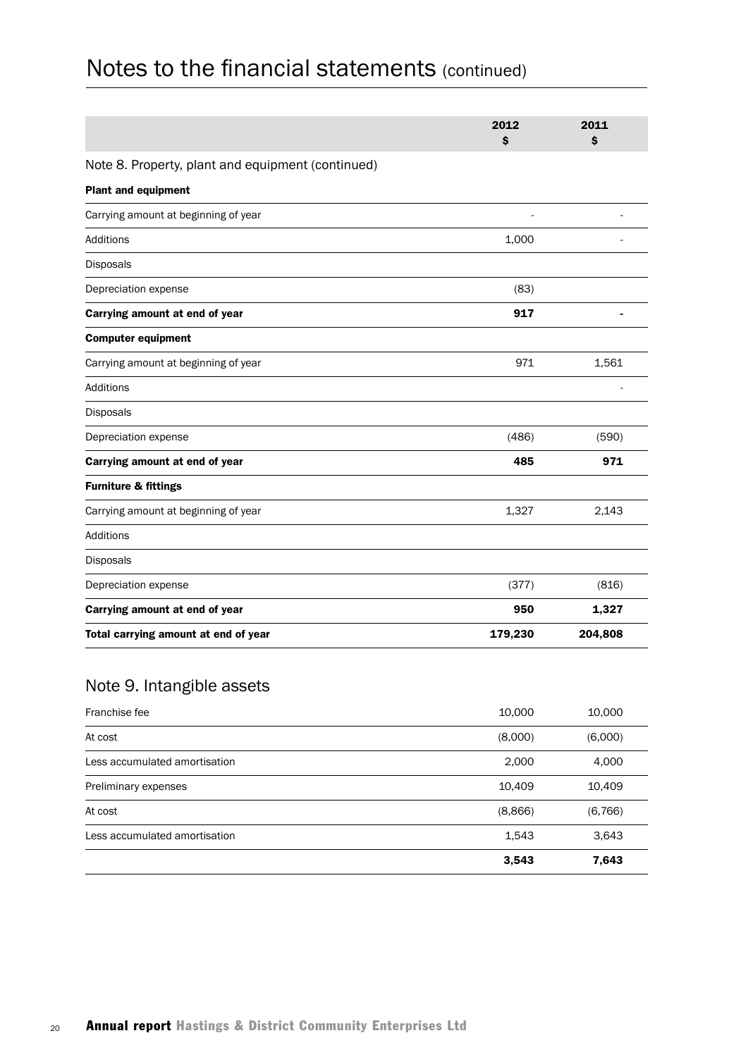# Notes to the financial statements (continued)

| | 2012<br>$ | 2011<br>$ |
|---|---|---|
| **Note 8. Property, plant and equipment (continued)** | | |
| **Plant and equipment** | | |
| Carrying amount at beginning of year | - | - |
| Additions | 1,000 | - |
| Disposals | | |
| Depreciation expense | (83) | |
| **Carrying amount at end of year** | **917** | **-** |
| **Computer equipment** | | |
| Carrying amount at beginning of year | 971 | 1,561 |
| Additions | | - |
| Disposals | | |
| Depreciation expense | (486) | (590) |
| **Carrying amount at end of year** | **485** | **971** |
| **Furniture & fittings** | | |
| Carrying amount at beginning of year | 1,327 | 2,143 |
| Additions | | |
| Disposals | | |
| Depreciation expense | (377) | (816) |
| **Carrying amount at end of year** | **950** | **1,327** |
| **Total carrying amount at end of year** | **179,230** | **204,808** |

## Note 9. Intangible assets

| | 2012<br>$ | 2011<br>$ |
|---|---|---|
| Franchise fee | 10,000 | 10,000 |
| At cost | (8,000) | (6,000) |
| Less accumulated amortisation | 2,000 | 4,000 |
| Preliminary expenses | 10,409 | 10,409 |
| At cost | (8,866) | (6,766) |
| Less accumulated amortisation | 1,543 | 3,643 |
| | **3,543** | **7,643** |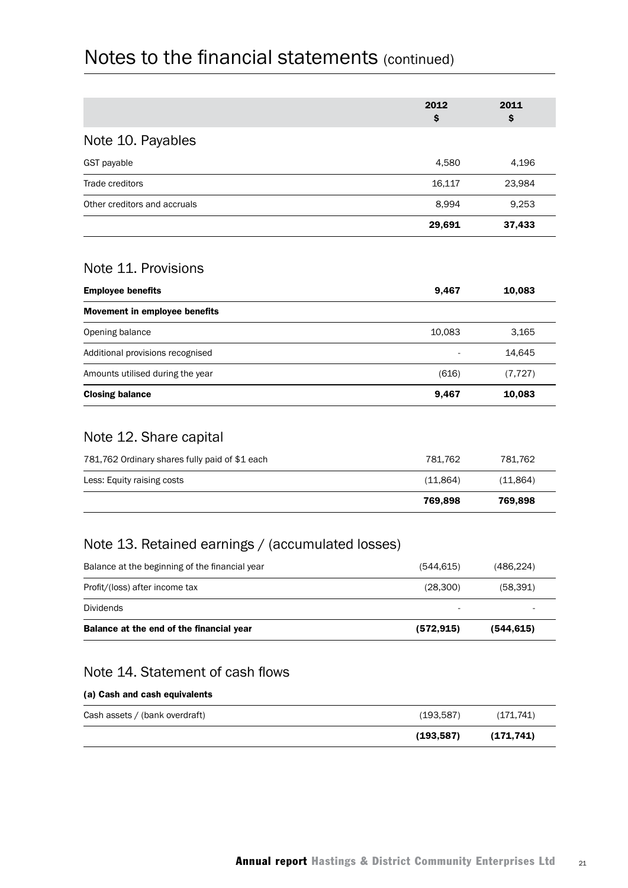# Notes to the financial statements (continued)

| | 2012 $ | 2011 $ |
|---|---|---|

## Note 10. Payables

| | 2012 $ | 2011 $ |
|---|---|---|
| GST payable | 4,580 | 4,196 |
| Trade creditors | 16,117 | 23,984 |
| Other creditors and accruals | 8,994 | 9,253 |
| | **29,691** | **37,433** |

## Note 11. Provisions

| | 2012 $ | 2011 $ |
|---|---|---|
| **Employee benefits** | **9,467** | **10,083** |
| **Movement in employee benefits** | | |
| Opening balance | 10,083 | 3,165 |
| Additional provisions recognised | - | 14,645 |
| Amounts utilised during the year | (616) | (7,727) |
| **Closing balance** | **9,467** | **10,083** |

## Note 12. Share capital

| | 2012 $ | 2011 $ |
|---|---|---|
| 781,762 Ordinary shares fully paid of $1 each | 781,762 | 781,762 |
| Less: Equity raising costs | (11,864) | (11,864) |
| | **769,898** | **769,898** |

## Note 13. Retained earnings / (accumulated losses)

| | 2012 $ | 2011 $ |
|---|---|---|
| Balance at the beginning of the financial year | (544,615) | (486,224) |
| Profit/(loss) after income tax | (28,300) | (58,391) |
| Dividends | - | - |
| **Balance at the end of the financial year** | **(572,915)** | **(544,615)** |

## Note 14. Statement of cash flows

**(a) Cash and cash equivalents**

| | 2012 $ | 2011 $ |
|---|---|---|
| Cash assets / (bank overdraft) | (193,587) | (171,741) |
| | **(193,587)** | **(171,741)** |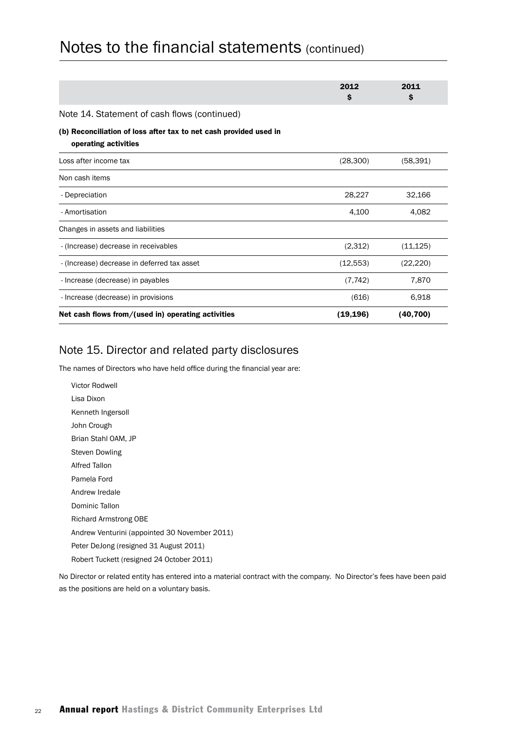# Notes to the financial statements (continued)

| | 2012<br>$ | 2011<br>$ |
|---|---|---|
| **Note 14. Statement of cash flows (continued)** | | |
| **(b) Reconciliation of loss after tax to net cash provided used in operating activities** | | |
| Loss after income tax | (28,300) | (58,391) |
| Non cash items | | |
| - Depreciation | 28,227 | 32,166 |
| - Amortisation | 4,100 | 4,082 |
| Changes in assets and liabilities | | |
| - (Increase) decrease in receivables | (2,312) | (11,125) |
| - (Increase) decrease in deferred tax asset | (12,553) | (22,220) |
| - Increase (decrease) in payables | (7,742) | 7,870 |
| - Increase (decrease) in provisions | (616) | 6,918 |
| **Net cash flows from/(used in) operating activities** | **(19,196)** | **(40,700)** |

## Note 15. Director and related party disclosures

The names of Directors who have held office during the financial year are:

Victor Rodwell
Lisa Dixon
Kenneth Ingersoll
John Crough
Brian Stahl OAM, JP
Steven Dowling
Alfred Tallon
Pamela Ford
Andrew Iredale
Dominic Tallon
Richard Armstrong OBE
Andrew Venturini (appointed 30 November 2011)
Peter DeJong (resigned 31 August 2011)
Robert Tuckett (resigned 24 October 2011)

No Director or related entity has entered into a material contract with the company. No Director's fees have been paid as the positions are held on a voluntary basis.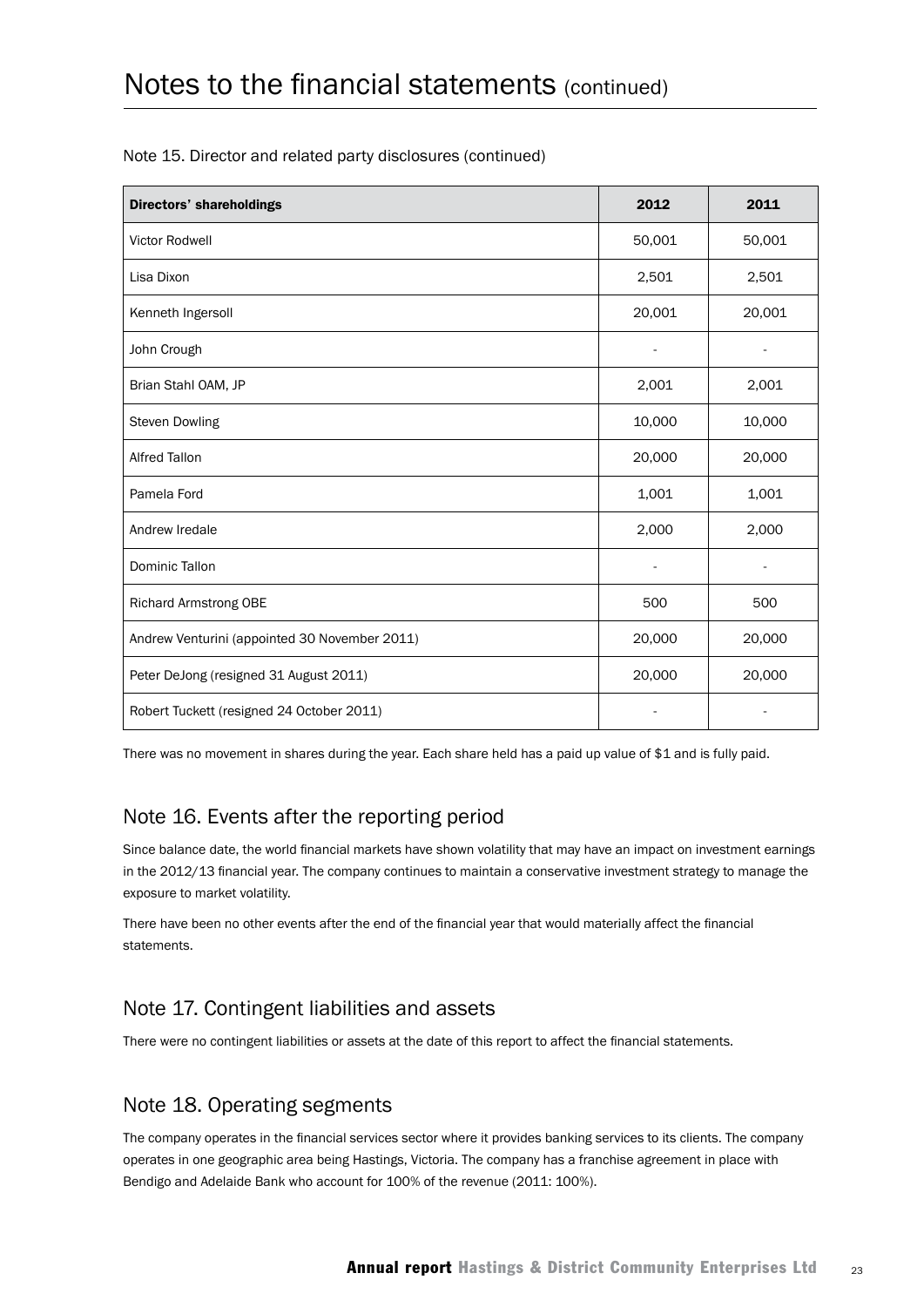# Notes to the financial statements (continued)

Note 15. Director and related party disclosures (continued)

| Directors' shareholdings | 2012 | 2011 |
|---|---|---|
| Victor Rodwell | 50,001 | 50,001 |
| Lisa Dixon | 2,501 | 2,501 |
| Kenneth Ingersoll | 20,001 | 20,001 |
| John Crough | - | - |
| Brian Stahl OAM, JP | 2,001 | 2,001 |
| Steven Dowling | 10,000 | 10,000 |
| Alfred Tallon | 20,000 | 20,000 |
| Pamela Ford | 1,001 | 1,001 |
| Andrew Iredale | 2,000 | 2,000 |
| Dominic Tallon | - | - |
| Richard Armstrong OBE | 500 | 500 |
| Andrew Venturini (appointed 30 November 2011) | 20,000 | 20,000 |
| Peter DeJong (resigned 31 August 2011) | 20,000 | 20,000 |
| Robert Tuckett (resigned 24 October 2011) | - | - |

There was no movement in shares during the year. Each share held has a paid up value of $1 and is fully paid.

## Note 16. Events after the reporting period

Since balance date, the world financial markets have shown volatility that may have an impact on investment earnings in the 2012/13 financial year. The company continues to maintain a conservative investment strategy to manage the exposure to market volatility.

There have been no other events after the end of the financial year that would materially affect the financial statements.

## Note 17. Contingent liabilities and assets

There were no contingent liabilities or assets at the date of this report to affect the financial statements.

## Note 18. Operating segments

The company operates in the financial services sector where it provides banking services to its clients. The company operates in one geographic area being Hastings, Victoria. The company has a franchise agreement in place with Bendigo and Adelaide Bank who account for 100% of the revenue (2011: 100%).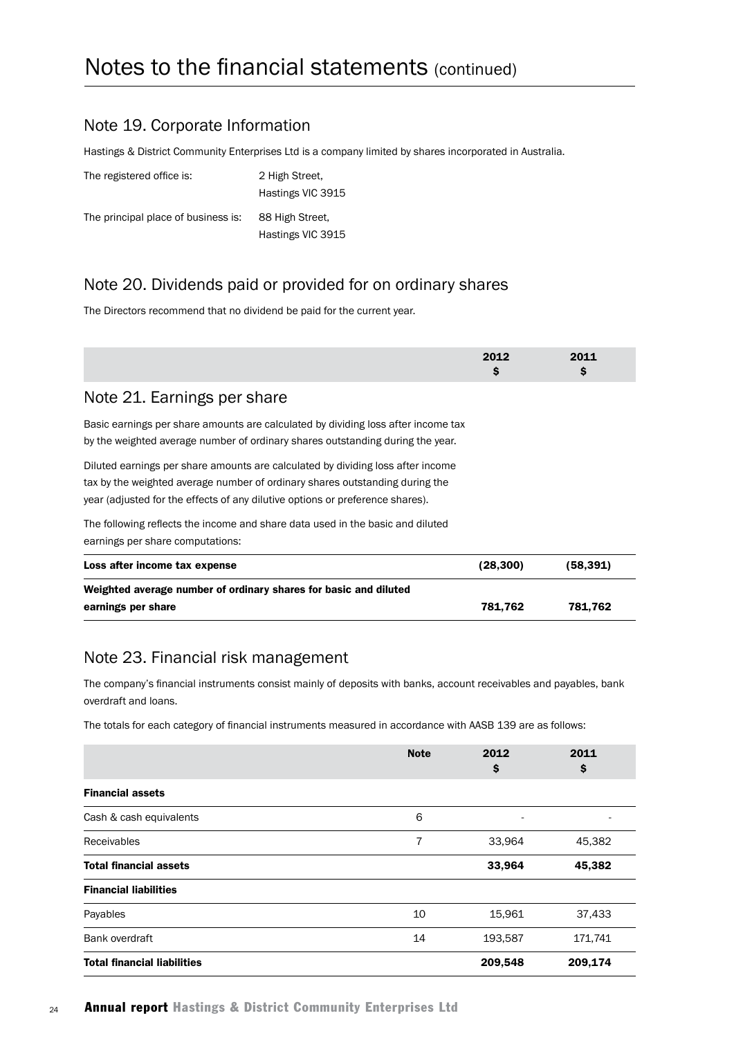# Notes to the financial statements (continued)

## Note 19. Corporate Information

Hastings & District Community Enterprises Ltd is a company limited by shares incorporated in Australia.

The registered office is: 2 High Street, Hastings VIC 3915

The principal place of business is: 88 High Street, Hastings VIC 3915

## Note 20. Dividends paid or provided for on ordinary shares

The Directors recommend that no dividend be paid for the current year.

## Note 21. Earnings per share

Basic earnings per share amounts are calculated by dividing loss after income tax by the weighted average number of ordinary shares outstanding during the year.

Diluted earnings per share amounts are calculated by dividing loss after income tax by the weighted average number of ordinary shares outstanding during the year (adjusted for the effects of any dilutive options or preference shares).

The following reflects the income and share data used in the basic and diluted earnings per share computations:

| | 2012 $ | 2011 $ |
|---|---|---|
| **Loss after income tax expense** | **(28,300)** | **(58,391)** |
| **Weighted average number of ordinary shares for basic and diluted earnings per share** | **781,762** | **781,762** |

## Note 23. Financial risk management

The company's financial instruments consist mainly of deposits with banks, account receivables and payables, bank overdraft and loans.

The totals for each category of financial instruments measured in accordance with AASB 139 are as follows:

| | Note | 2012 $ | 2011 $ |
|---|---|---|---|
| **Financial assets** | | | |
| Cash & cash equivalents | 6 | - | - |
| Receivables | 7 | 33,964 | 45,382 |
| **Total financial assets** | | **33,964** | **45,382** |
| **Financial liabilities** | | | |
| Payables | 10 | 15,961 | 37,433 |
| Bank overdraft | 14 | 193,587 | 171,741 |
| **Total financial liabilities** | | **209,548** | **209,174** |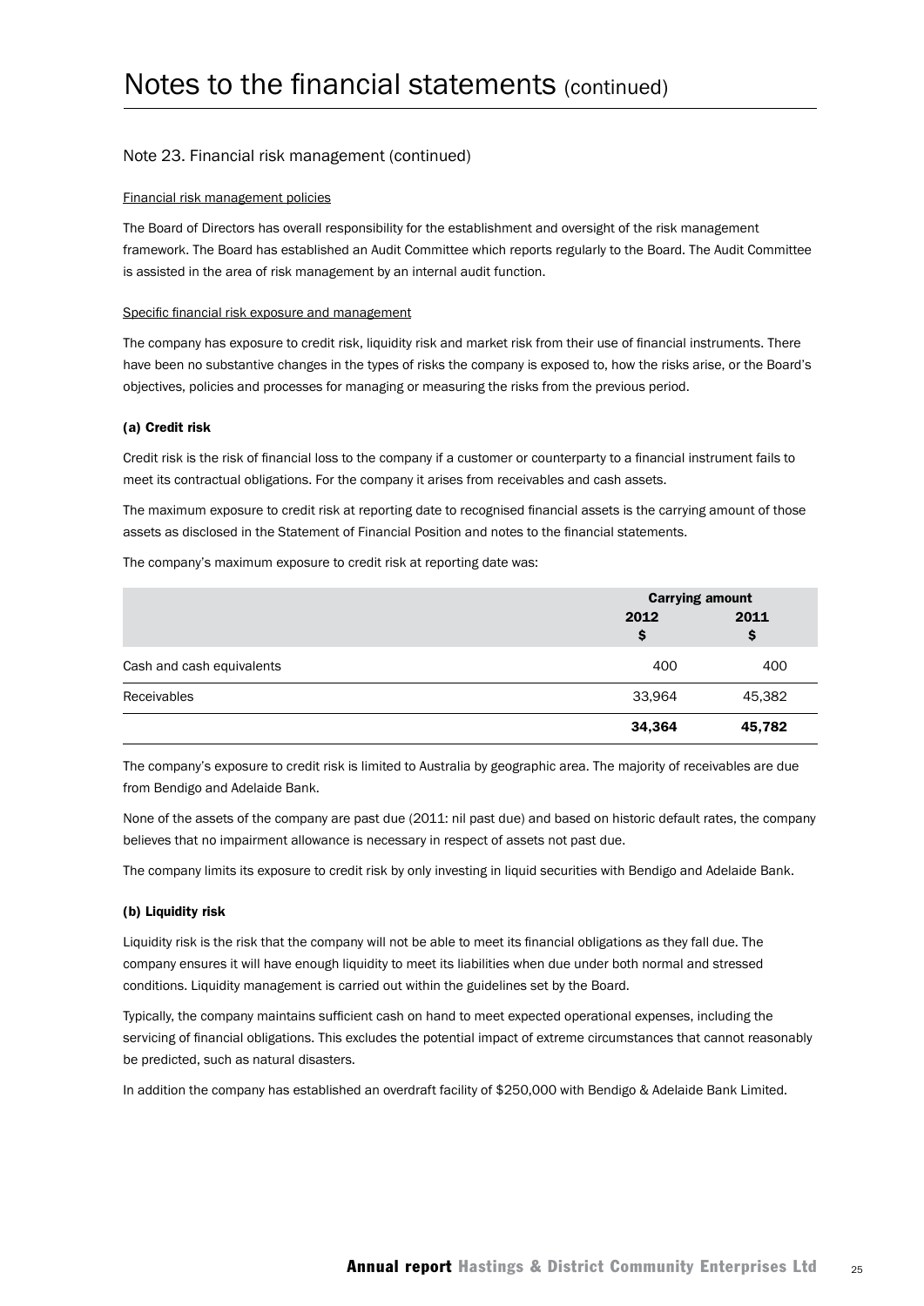# Notes to the financial statements (continued)

## Note 23. Financial risk management (continued)

Financial risk management policies

The Board of Directors has overall responsibility for the establishment and oversight of the risk management framework. The Board has established an Audit Committee which reports regularly to the Board. The Audit Committee is assisted in the area of risk management by an internal audit function.

Specific financial risk exposure and management

The company has exposure to credit risk, liquidity risk and market risk from their use of financial instruments. There have been no substantive changes in the types of risks the company is exposed to, how the risks arise, or the Board's objectives, policies and processes for managing or measuring the risks from the previous period.

### (a) Credit risk

Credit risk is the risk of financial loss to the company if a customer or counterparty to a financial instrument fails to meet its contractual obligations. For the company it arises from receivables and cash assets.

The maximum exposure to credit risk at reporting date to recognised financial assets is the carrying amount of those assets as disclosed in the Statement of Financial Position and notes to the financial statements.

The company's maximum exposure to credit risk at reporting date was:

| | Carrying amount | |
|---|---|---|
| | 2012 $ | 2011 $ |
| Cash and cash equivalents | 400 | 400 |
| Receivables | 33,964 | 45,382 |
| | **34,364** | **45,782** |

The company's exposure to credit risk is limited to Australia by geographic area. The majority of receivables are due from Bendigo and Adelaide Bank.

None of the assets of the company are past due (2011: nil past due) and based on historic default rates, the company believes that no impairment allowance is necessary in respect of assets not past due.

The company limits its exposure to credit risk by only investing in liquid securities with Bendigo and Adelaide Bank.

### (b) Liquidity risk

Liquidity risk is the risk that the company will not be able to meet its financial obligations as they fall due. The company ensures it will have enough liquidity to meet its liabilities when due under both normal and stressed conditions. Liquidity management is carried out within the guidelines set by the Board.

Typically, the company maintains sufficient cash on hand to meet expected operational expenses, including the servicing of financial obligations. This excludes the potential impact of extreme circumstances that cannot reasonably be predicted, such as natural disasters.

In addition the company has established an overdraft facility of $250,000 with Bendigo & Adelaide Bank Limited.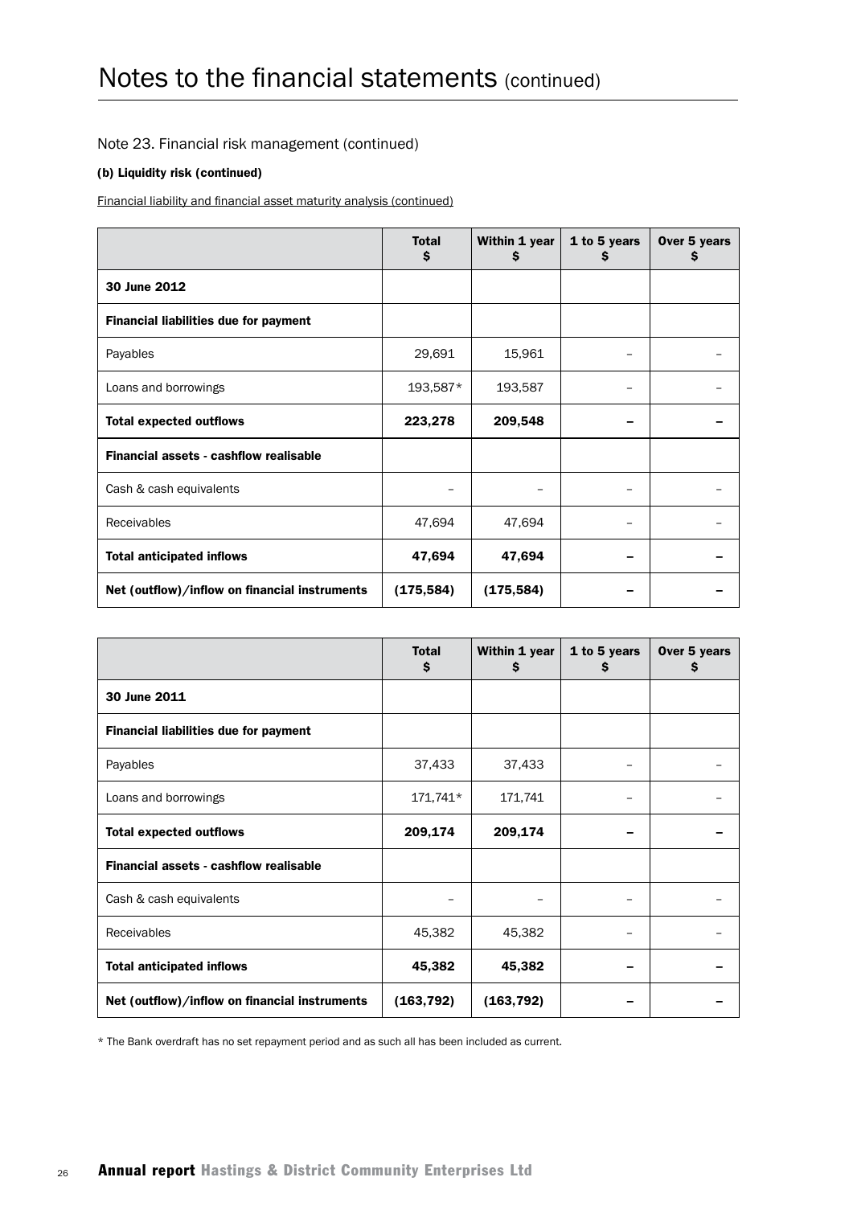# Notes to the financial statements (continued)

## Note 23. Financial risk management (continued)

### (b) Liquidity risk (continued)

Financial liability and financial asset maturity analysis (continued)

| | Total $ | Within 1 year $ | 1 to 5 years $ | Over 5 years $ |
|---|---|---|---|---|
| **30 June 2012** | | | | |
| **Financial liabilities due for payment** | | | | |
| Payables | 29,691 | 15,961 | – | – |
| Loans and borrowings | 193,587* | 193,587 | – | – |
| **Total expected outflows** | **223,278** | **209,548** | **–** | **–** |
| **Financial assets - cashflow realisable** | | | | |
| Cash & cash equivalents | – | – | – | – |
| Receivables | 47,694 | 47,694 | – | – |
| **Total anticipated inflows** | **47,694** | **47,694** | **–** | **–** |
| **Net (outflow)/inflow on financial instruments** | **(175,584)** | **(175,584)** | **–** | **–** |

| | Total $ | Within 1 year $ | 1 to 5 years $ | Over 5 years $ |
|---|---|---|---|---|
| **30 June 2011** | | | | |
| **Financial liabilities due for payment** | | | | |
| Payables | 37,433 | 37,433 | – | – |
| Loans and borrowings | 171,741* | 171,741 | – | – |
| **Total expected outflows** | **209,174** | **209,174** | **–** | **–** |
| **Financial assets - cashflow realisable** | | | | |
| Cash & cash equivalents | – | – | – | – |
| Receivables | 45,382 | 45,382 | – | – |
| **Total anticipated inflows** | **45,382** | **45,382** | **–** | **–** |
| **Net (outflow)/inflow on financial instruments** | **(163,792)** | **(163,792)** | **–** | **–** |

* The Bank overdraft has no set repayment period and as such all has been included as current.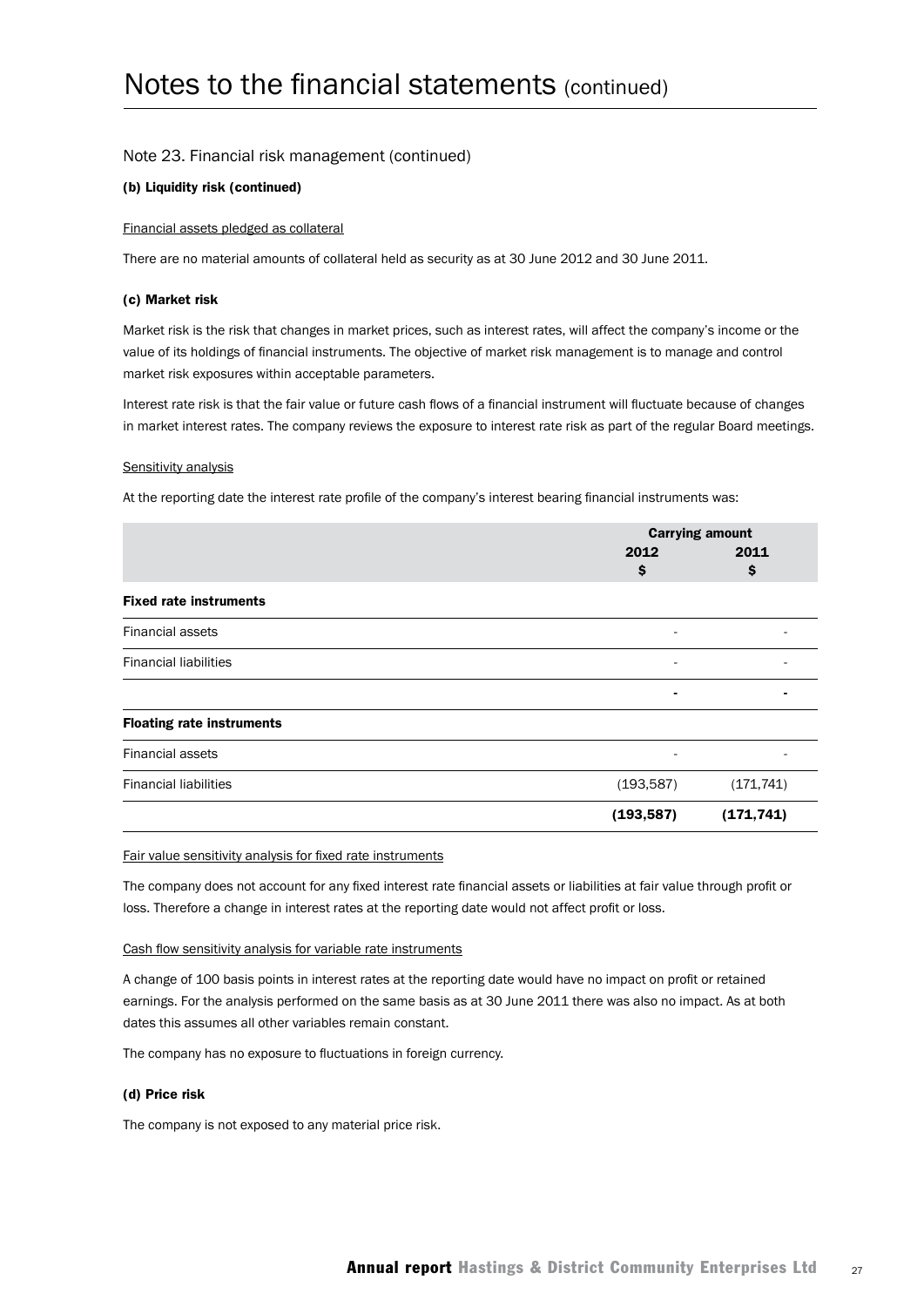# Notes to the financial statements (continued)

## Note 23. Financial risk management (continued)

### (b) Liquidity risk (continued)

Financial assets pledged as collateral

There are no material amounts of collateral held as security as at 30 June 2012 and 30 June 2011.

### (c) Market risk

Market risk is the risk that changes in market prices, such as interest rates, will affect the company's income or the value of its holdings of financial instruments. The objective of market risk management is to manage and control market risk exposures within acceptable parameters.

Interest rate risk is that the fair value or future cash flows of a financial instrument will fluctuate because of changes in market interest rates. The company reviews the exposure to interest rate risk as part of the regular Board meetings.

Sensitivity analysis

At the reporting date the interest rate profile of the company's interest bearing financial instruments was:

| | Carrying amount | |
|---|---|---|
| | 2012 $ | 2011 $ |
| **Fixed rate instruments** | | |
| Financial assets | - | - |
| Financial liabilities | - | - |
| | **-** | **-** |
| **Floating rate instruments** | | |
| Financial assets | - | - |
| Financial liabilities | (193,587) | (171,741) |
| | **(193,587)** | **(171,741)** |

Fair value sensitivity analysis for fixed rate instruments

The company does not account for any fixed interest rate financial assets or liabilities at fair value through profit or loss. Therefore a change in interest rates at the reporting date would not affect profit or loss.

Cash flow sensitivity analysis for variable rate instruments

A change of 100 basis points in interest rates at the reporting date would have no impact on profit or retained earnings. For the analysis performed on the same basis as at 30 June 2011 there was also no impact. As at both dates this assumes all other variables remain constant.

The company has no exposure to fluctuations in foreign currency.

### (d) Price risk

The company is not exposed to any material price risk.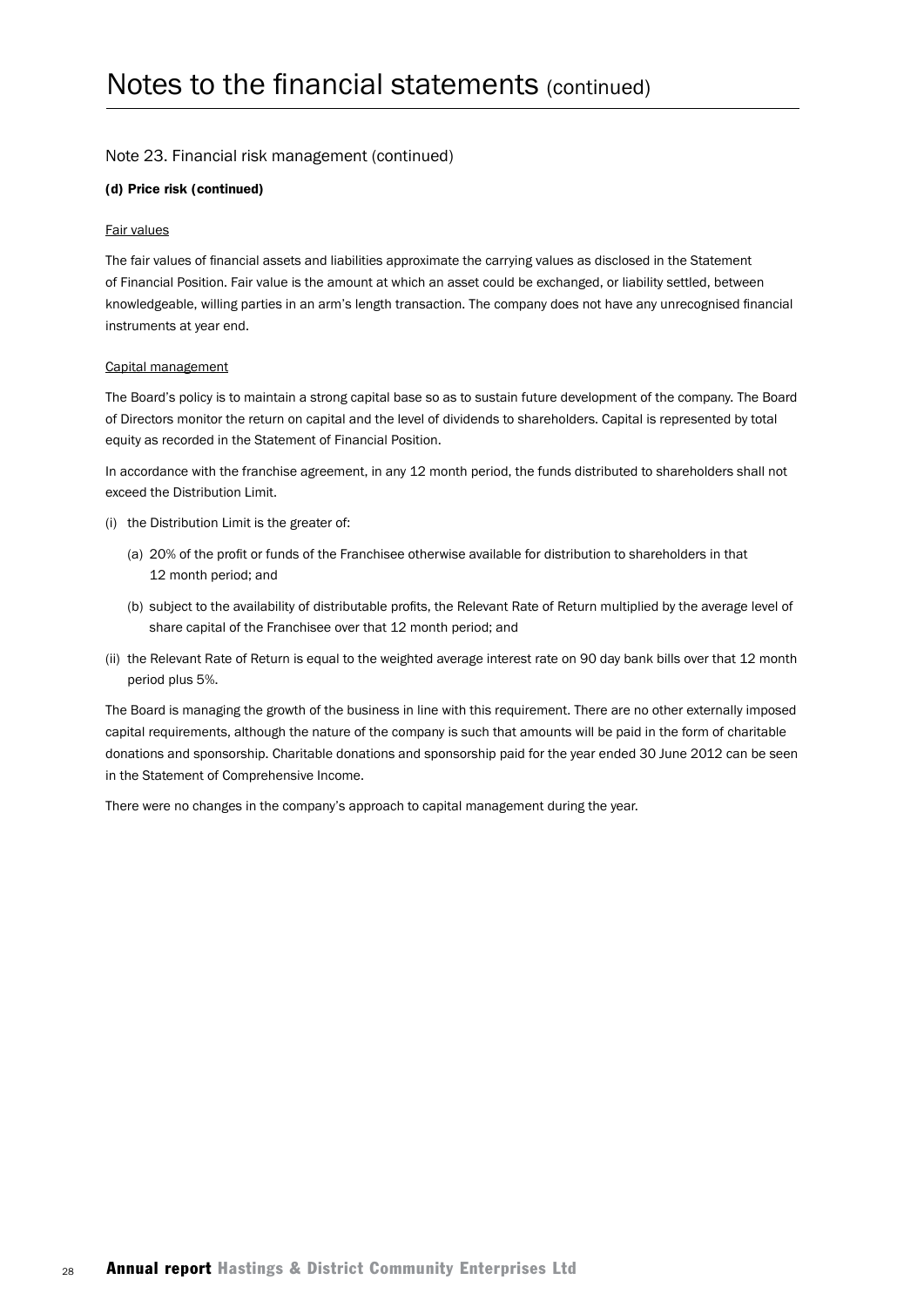# Notes to the financial statements (continued)

## Note 23. Financial risk management (continued)

### (d) Price risk (continued)

Fair values

The fair values of financial assets and liabilities approximate the carrying values as disclosed in the Statement of Financial Position. Fair value is the amount at which an asset could be exchanged, or liability settled, between knowledgeable, willing parties in an arm's length transaction. The company does not have any unrecognised financial instruments at year end.

Capital management

The Board's policy is to maintain a strong capital base so as to sustain future development of the company. The Board of Directors monitor the return on capital and the level of dividends to shareholders. Capital is represented by total equity as recorded in the Statement of Financial Position.

In accordance with the franchise agreement, in any 12 month period, the funds distributed to shareholders shall not exceed the Distribution Limit.

(i) the Distribution Limit is the greater of:

  (a) 20% of the profit or funds of the Franchisee otherwise available for distribution to shareholders in that 12 month period; and

  (b) subject to the availability of distributable profits, the Relevant Rate of Return multiplied by the average level of share capital of the Franchisee over that 12 month period; and

(ii) the Relevant Rate of Return is equal to the weighted average interest rate on 90 day bank bills over that 12 month period plus 5%.

The Board is managing the growth of the business in line with this requirement. There are no other externally imposed capital requirements, although the nature of the company is such that amounts will be paid in the form of charitable donations and sponsorship. Charitable donations and sponsorship paid for the year ended 30 June 2012 can be seen in the Statement of Comprehensive Income.

There were no changes in the company's approach to capital management during the year.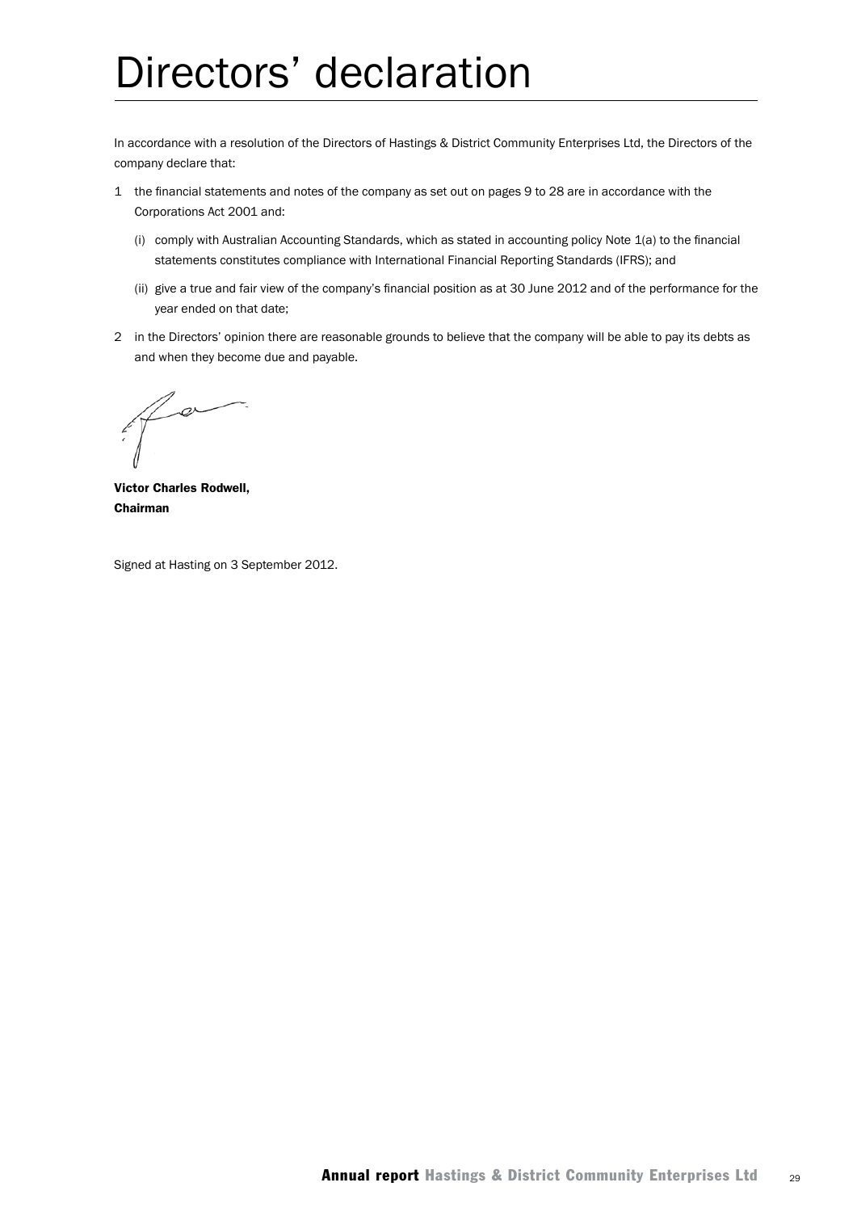# Directors' declaration

In accordance with a resolution of the Directors of Hastings & District Community Enterprises Ltd, the Directors of the company declare that:

1. the financial statements and notes of the company as set out on pages 9 to 28 are in accordance with the Corporations Act 2001 and:

   (i) comply with Australian Accounting Standards, which as stated in accounting policy Note 1(a) to the financial statements constitutes compliance with International Financial Reporting Standards (IFRS); and

   (ii) give a true and fair view of the company's financial position as at 30 June 2012 and of the performance for the year ended on that date;

2. in the Directors' opinion there are reasonable grounds to believe that the company will be able to pay its debts as and when they become due and payable.

**Victor Charles Rodwell,**
**Chairman**

Signed at Hasting on 3 September 2012.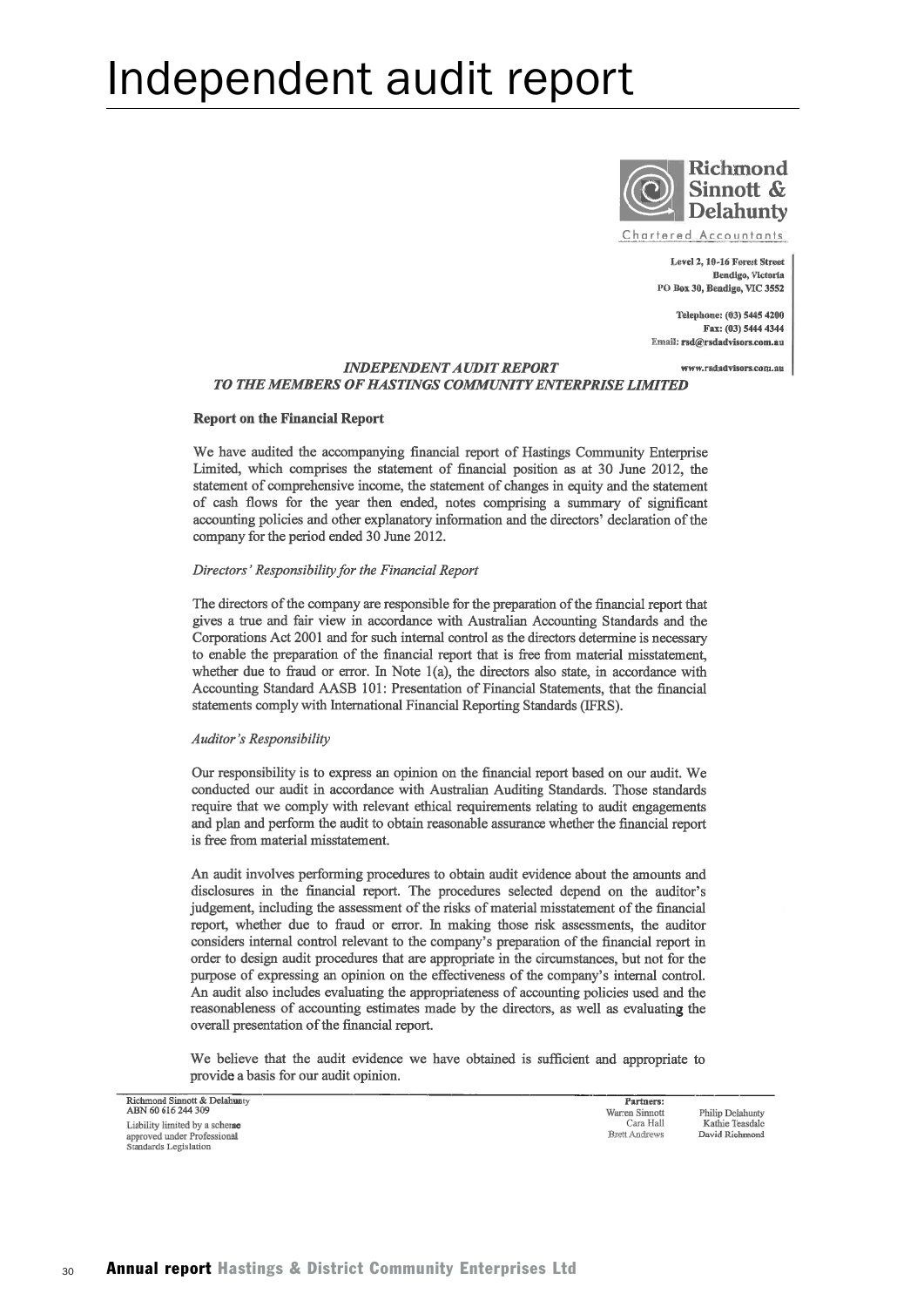# Independent audit report

**Richmond Sinnott & Delahunty**

Chartered Accountants

Level 2, 10-16 Forest Street
Bendigo, Victoria
PO Box 30, Bendigo, VIC 3552

Telephone: (03) 5445 4200
Fax: (03) 5444 4344
Email: rsd@rsdadvisors.com.au
www.rsdadvisors.com.au

***INDEPENDENT AUDIT REPORT***
***TO THE MEMBERS OF HASTINGS COMMUNITY ENTERPRISE LIMITED***

**Report on the Financial Report**

We have audited the accompanying financial report of Hastings Community Enterprise Limited, which comprises the statement of financial position as at 30 June 2012, the statement of comprehensive income, the statement of changes in equity and the statement of cash flows for the year then ended, notes comprising a summary of significant accounting policies and other explanatory information and the directors' declaration of the company for the period ended 30 June 2012.

*Directors' Responsibility for the Financial Report*

The directors of the company are responsible for the preparation of the financial report that gives a true and fair view in accordance with Australian Accounting Standards and the Corporations Act 2001 and for such internal control as the directors determine is necessary to enable the preparation of the financial report that is free from material misstatement, whether due to fraud or error. In Note 1(a), the directors also state, in accordance with Accounting Standard AASB 101: Presentation of Financial Statements, that the financial statements comply with International Financial Reporting Standards (IFRS).

*Auditor's Responsibility*

Our responsibility is to express an opinion on the financial report based on our audit. We conducted our audit in accordance with Australian Auditing Standards. Those standards require that we comply with relevant ethical requirements relating to audit engagements and plan and perform the audit to obtain reasonable assurance whether the financial report is free from material misstatement.

An audit involves performing procedures to obtain audit evidence about the amounts and disclosures in the financial report. The procedures selected depend on the auditor's judgement, including the assessment of the risks of material misstatement of the financial report, whether due to fraud or error. In making those risk assessments, the auditor considers internal control relevant to the company's preparation of the financial report in order to design audit procedures that are appropriate in the circumstances, but not for the purpose of expressing an opinion on the effectiveness of the company's internal control. An audit also includes evaluating the appropriateness of accounting policies used and the reasonableness of accounting estimates made by the directors, as well as evaluating the overall presentation of the financial report.

We believe that the audit evidence we have obtained is sufficient and appropriate to provide a basis for our audit opinion.

Richmond Sinnott & Delahunty
ABN 60 616 244 309
Liability limited by a scheme approved under Professional Standards Legislation

**Partners:**
Warren Sinnott, Cara Hall, Brett Andrews, Philip Delahunty, Kathie Teasdale, David Richmond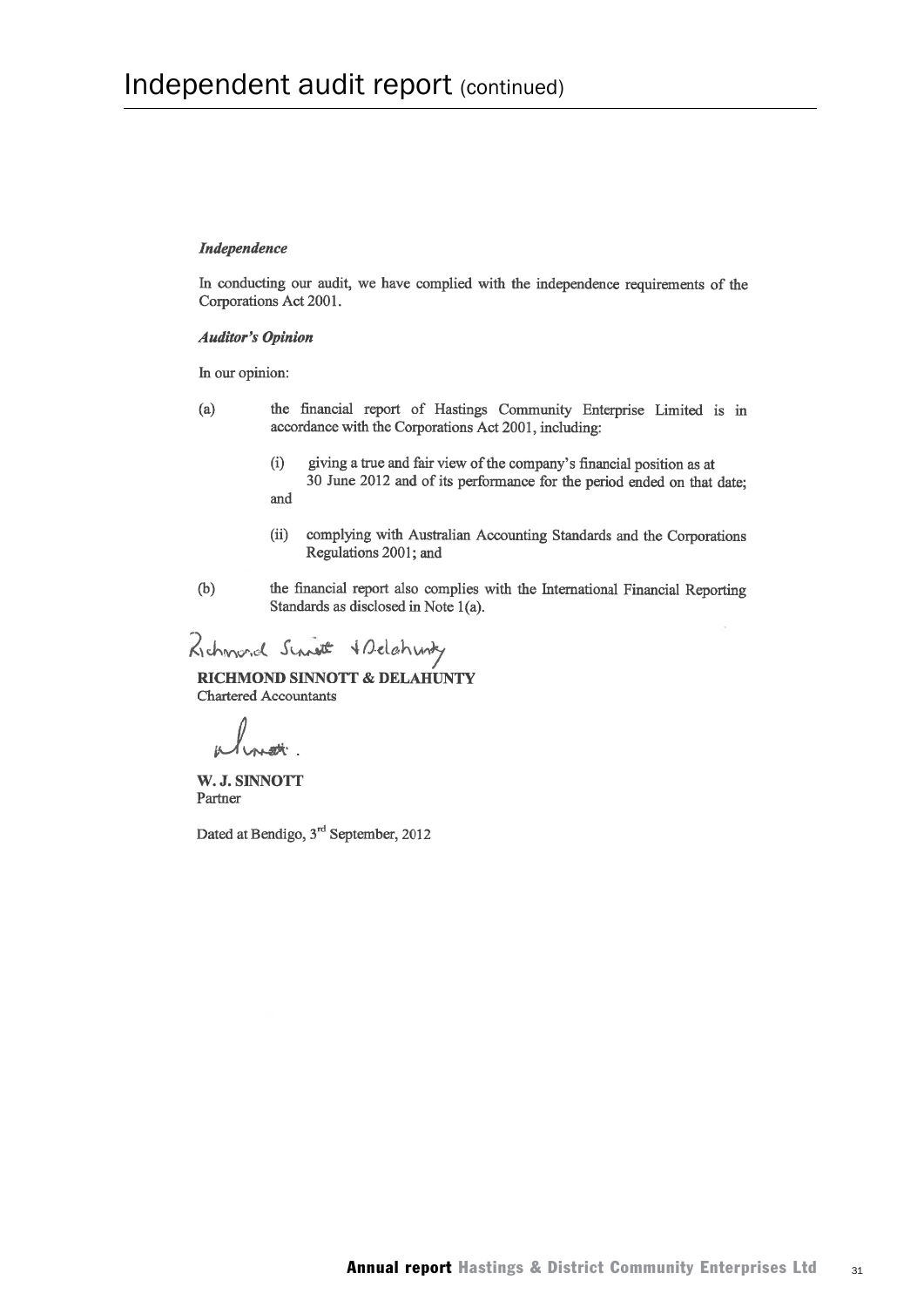# Independent audit report (continued)

***Independence***

In conducting our audit, we have complied with the independence requirements of the Corporations Act 2001.

***Auditor's Opinion***

In our opinion:

(a) the financial report of Hastings Community Enterprise Limited is in accordance with the Corporations Act 2001, including:

  (i) giving a true and fair view of the company's financial position as at 30 June 2012 and of its performance for the period ended on that date; and

  (ii) complying with Australian Accounting Standards and the Corporations Regulations 2001; and

(b) the financial report also complies with the International Financial Reporting Standards as disclosed in Note 1(a).

Richmond Sinnott & Delahunty

**RICHMOND SINNOTT & DELAHUNTY**
Chartered Accountants

**W. J. SINNOTT**
Partner

Dated at Bendigo, 3rd September, 2012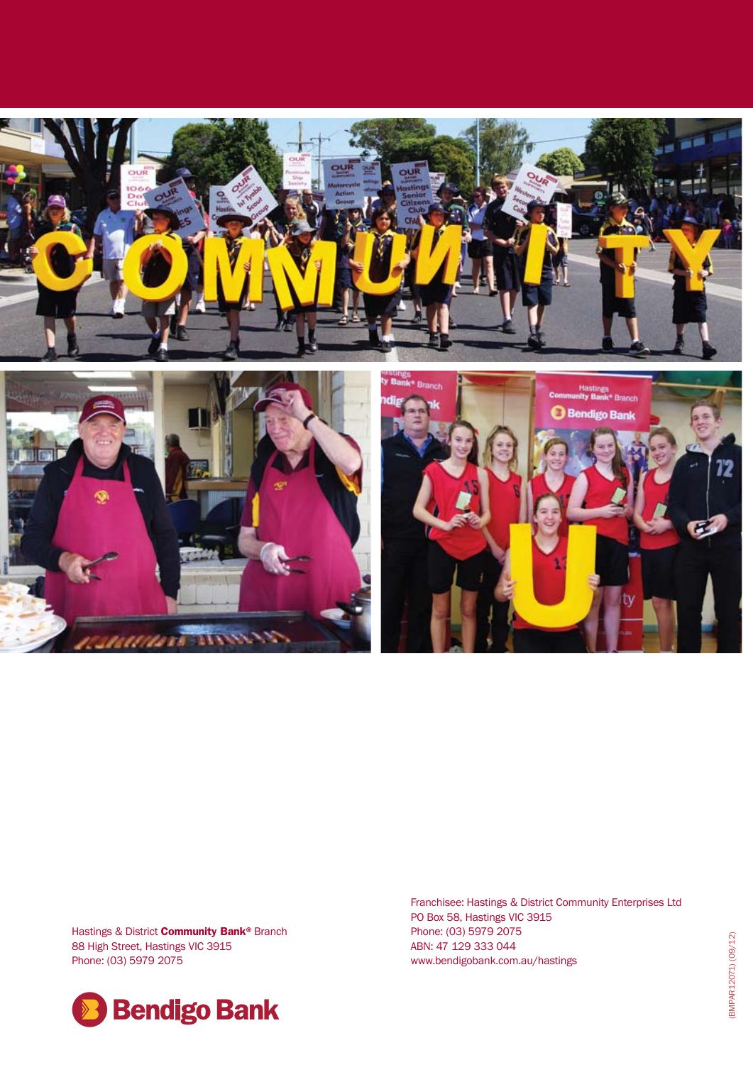Hastings & District **Community Bank**® Branch
88 High Street, Hastings VIC 3915
Phone: (03) 5979 2075

Franchisee: Hastings & District Community Enterprises Ltd
PO Box 58, Hastings VIC 3915
Phone: (03) 5979 2075
ABN: 47 129 333 044
www.bendigobank.com.au/hastings

Bendigo Bank

(BMPAR12071) (09/12)